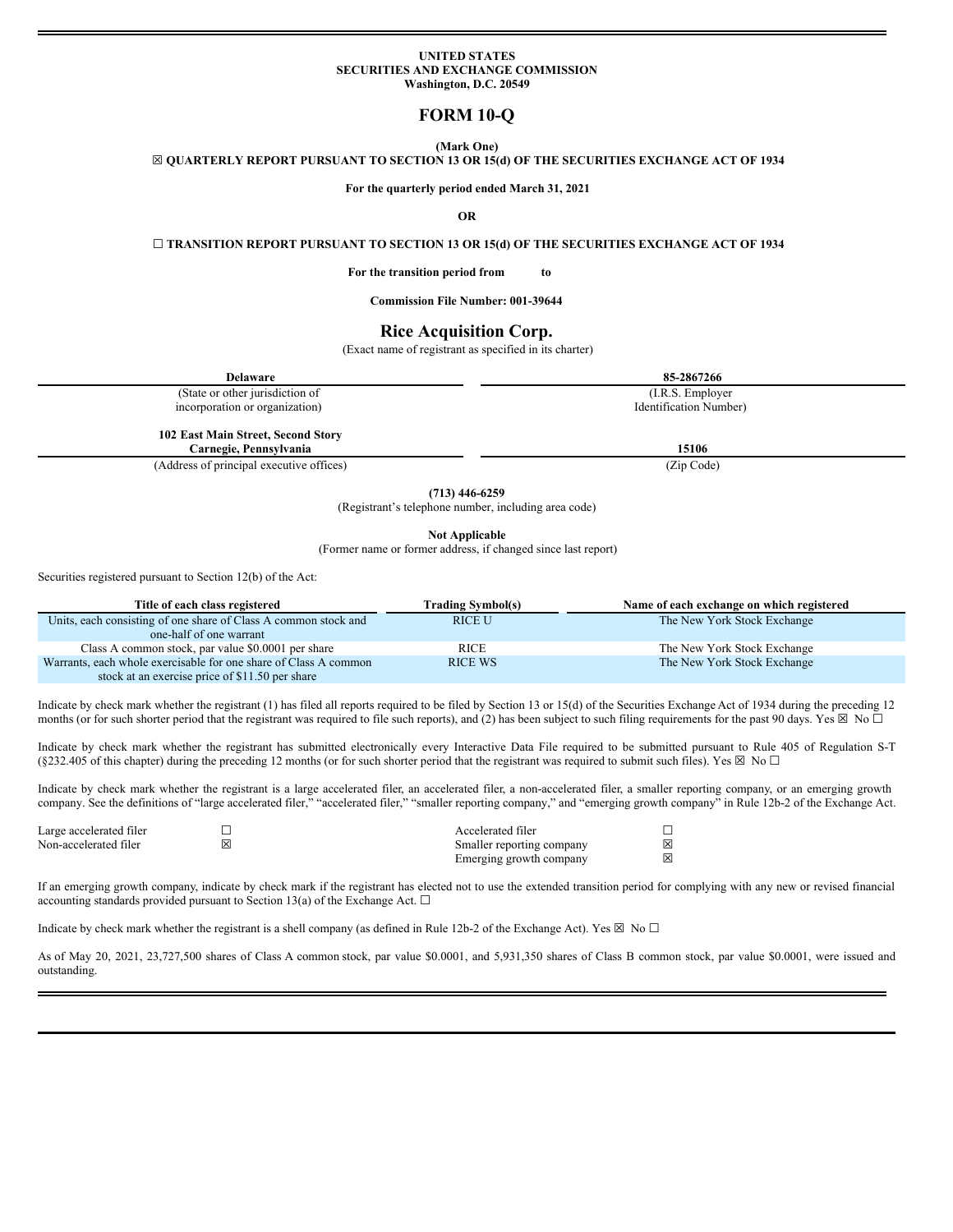**UNITED STATES**
**SECURITIES AND EXCHANGE COMMISSION**
**Washington, D.C. 20549**

# FORM 10-Q

**(Mark One)**

☒ **QUARTERLY REPORT PURSUANT TO SECTION 13 OR 15(d) OF THE SECURITIES EXCHANGE ACT OF 1934**

**For the quarterly period ended March 31, 2021**

**OR**

☐ **TRANSITION REPORT PURSUANT TO SECTION 13 OR 15(d) OF THE SECURITIES EXCHANGE ACT OF 1934**

**For the transition period from to**

**Commission File Number: 001-39644**

## Rice Acquisition Corp.

(Exact name of registrant as specified in its charter)

| **Delaware** | **85-2867266** |
|---|---|
| (State or other jurisdiction of incorporation or organization) | (I.R.S. Employer Identification Number) |
| **102 East Main Street, Second Story Carnegie, Pennsylvania** | **15106** |
| (Address of principal executive offices) | (Zip Code) |

**(713) 446-6259**
(Registrant's telephone number, including area code)

**Not Applicable**
(Former name or former address, if changed since last report)

Securities registered pursuant to Section 12(b) of the Act:

| Title of each class registered | Trading Symbol(s) | Name of each exchange on which registered |
|---|---|---|
| Units, each consisting of one share of Class A common stock and one-half of one warrant | RICE U | The New York Stock Exchange |
| Class A common stock, par value $0.0001 per share | RICE | The New York Stock Exchange |
| Warrants, each whole exercisable for one share of Class A common stock at an exercise price of $11.50 per share | RICE WS | The New York Stock Exchange |

Indicate by check mark whether the registrant (1) has filed all reports required to be filed by Section 13 or 15(d) of the Securities Exchange Act of 1934 during the preceding 12 months (or for such shorter period that the registrant was required to file such reports), and (2) has been subject to such filing requirements for the past 90 days. Yes ☒ No ☐

Indicate by check mark whether the registrant has submitted electronically every Interactive Data File required to be submitted pursuant to Rule 405 of Regulation S-T (§232.405 of this chapter) during the preceding 12 months (or for such shorter period that the registrant was required to submit such files). Yes ☒ No ☐

Indicate by check mark whether the registrant is a large accelerated filer, an accelerated filer, a non-accelerated filer, a smaller reporting company, or an emerging growth company. See the definitions of "large accelerated filer," "accelerated filer," "smaller reporting company," and "emerging growth company" in Rule 12b-2 of the Exchange Act.

| | | | |
|---|---|---|---|
| Large accelerated filer | ☐ | Accelerated filer | ☐ |
| Non-accelerated filer | ☒ | Smaller reporting company | ☒ |
| | | Emerging growth company | ☒ |

If an emerging growth company, indicate by check mark if the registrant has elected not to use the extended transition period for complying with any new or revised financial accounting standards provided pursuant to Section 13(a) of the Exchange Act. ☐

Indicate by check mark whether the registrant is a shell company (as defined in Rule 12b-2 of the Exchange Act). Yes ☒ No ☐

As of May 20, 2021, 23,727,500 shares of Class A common stock, par value $0.0001, and 5,931,350 shares of Class B common stock, par value $0.0001, were issued and outstanding.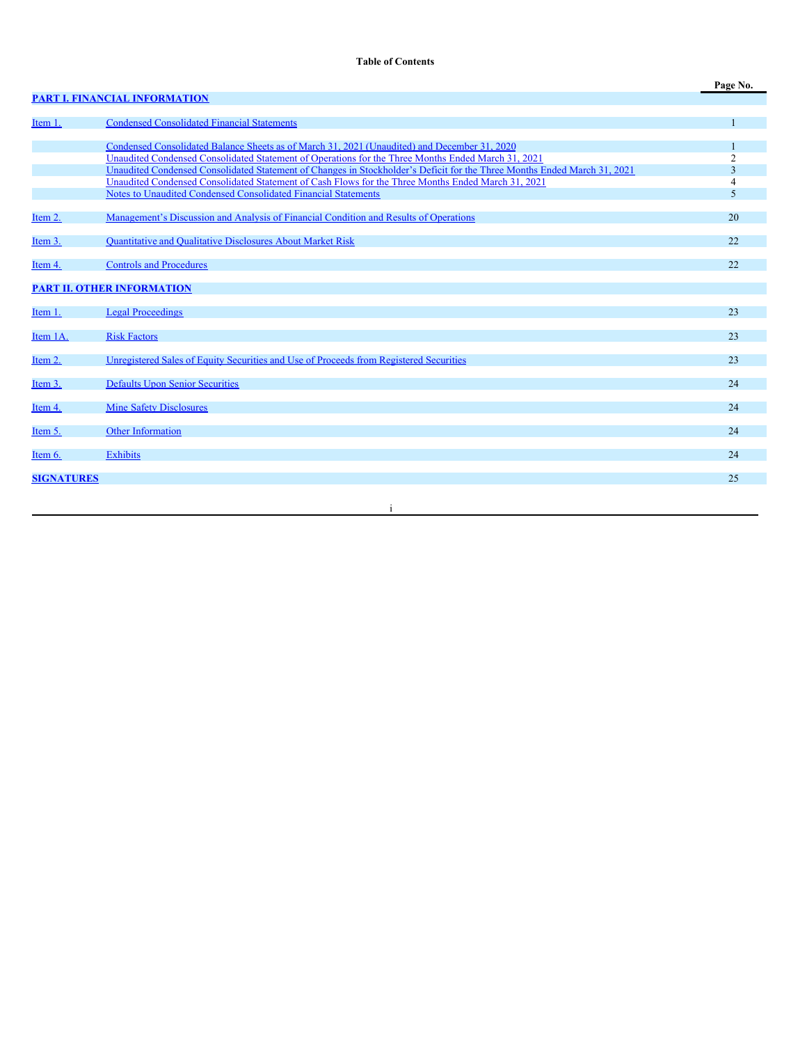**Table of Contents**

| | | Page No. |
|---|---|---|
| **PART I. FINANCIAL INFORMATION** | | |
| Item 1. | Condensed Consolidated Financial Statements | 1 |
| | Condensed Consolidated Balance Sheets as of March 31, 2021 (Unaudited) and December 31, 2020 | 1 |
| | Unaudited Condensed Consolidated Statement of Operations for the Three Months Ended March 31, 2021 | 2 |
| | Unaudited Condensed Consolidated Statement of Changes in Stockholder's Deficit for the Three Months Ended March 31, 2021 | 3 |
| | Unaudited Condensed Consolidated Statement of Cash Flows for the Three Months Ended March 31, 2021 | 4 |
| | Notes to Unaudited Condensed Consolidated Financial Statements | 5 |
| Item 2. | Management's Discussion and Analysis of Financial Condition and Results of Operations | 20 |
| Item 3. | Quantitative and Qualitative Disclosures About Market Risk | 22 |
| Item 4. | Controls and Procedures | 22 |
| **PART II. OTHER INFORMATION** | | |
| Item 1. | Legal Proceedings | 23 |
| Item 1A. | Risk Factors | 23 |
| Item 2. | Unregistered Sales of Equity Securities and Use of Proceeds from Registered Securities | 23 |
| Item 3. | Defaults Upon Senior Securities | 24 |
| Item 4. | Mine Safety Disclosures | 24 |
| Item 5. | Other Information | 24 |
| Item 6. | Exhibits | 24 |
| **SIGNATURES** | | 25 |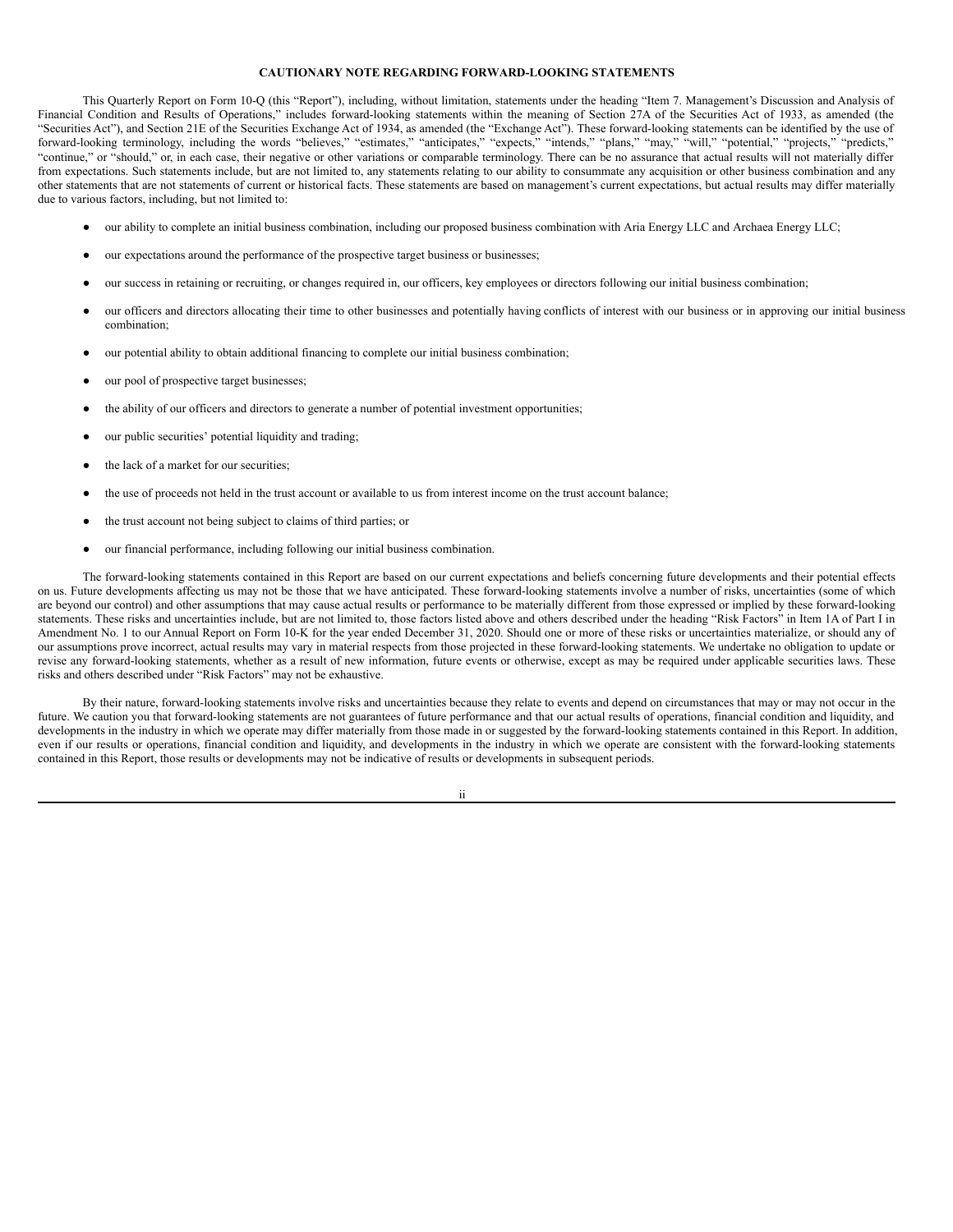**CAUTIONARY NOTE REGARDING FORWARD-LOOKING STATEMENTS**

This Quarterly Report on Form 10-Q (this "Report"), including, without limitation, statements under the heading "Item 7. Management's Discussion and Analysis of Financial Condition and Results of Operations," includes forward-looking statements within the meaning of Section 27A of the Securities Act of 1933, as amended (the "Securities Act"), and Section 21E of the Securities Exchange Act of 1934, as amended (the "Exchange Act"). These forward-looking statements can be identified by the use of forward-looking terminology, including the words "believes," "estimates," "anticipates," "expects," "intends," "plans," "may," "will," "potential," "projects," "predicts," "continue," or "should," or, in each case, their negative or other variations or comparable terminology. There can be no assurance that actual results will not materially differ from expectations. Such statements include, but are not limited to, any statements relating to our ability to consummate any acquisition or other business combination and any other statements that are not statements of current or historical facts. These statements are based on management's current expectations, but actual results may differ materially due to various factors, including, but not limited to:

- our ability to complete an initial business combination, including our proposed business combination with Aria Energy LLC and Archaea Energy LLC;
- our expectations around the performance of the prospective target business or businesses;
- our success in retaining or recruiting, or changes required in, our officers, key employees or directors following our initial business combination;
- our officers and directors allocating their time to other businesses and potentially having conflicts of interest with our business or in approving our initial business combination;
- our potential ability to obtain additional financing to complete our initial business combination;
- our pool of prospective target businesses;
- the ability of our officers and directors to generate a number of potential investment opportunities;
- our public securities' potential liquidity and trading;
- the lack of a market for our securities;
- the use of proceeds not held in the trust account or available to us from interest income on the trust account balance;
- the trust account not being subject to claims of third parties; or
- our financial performance, including following our initial business combination.

The forward-looking statements contained in this Report are based on our current expectations and beliefs concerning future developments and their potential effects on us. Future developments affecting us may not be those that we have anticipated. These forward-looking statements involve a number of risks, uncertainties (some of which are beyond our control) and other assumptions that may cause actual results or performance to be materially different from those expressed or implied by these forward-looking statements. These risks and uncertainties include, but are not limited to, those factors listed above and others described under the heading "Risk Factors" in Item 1A of Part I in Amendment No. 1 to our Annual Report on Form 10-K for the year ended December 31, 2020. Should one or more of these risks or uncertainties materialize, or should any of our assumptions prove incorrect, actual results may vary in material respects from those projected in these forward-looking statements. We undertake no obligation to update or revise any forward-looking statements, whether as a result of new information, future events or otherwise, except as may be required under applicable securities laws. These risks and others described under "Risk Factors" may not be exhaustive.

By their nature, forward-looking statements involve risks and uncertainties because they relate to events and depend on circumstances that may or may not occur in the future. We caution you that forward-looking statements are not guarantees of future performance and that our actual results of operations, financial condition and liquidity, and developments in the industry in which we operate may differ materially from those made in or suggested by the forward-looking statements contained in this Report. In addition, even if our results or operations, financial condition and liquidity, and developments in the industry in which we operate are consistent with the forward-looking statements contained in this Report, those results or developments may not be indicative of results or developments in subsequent periods.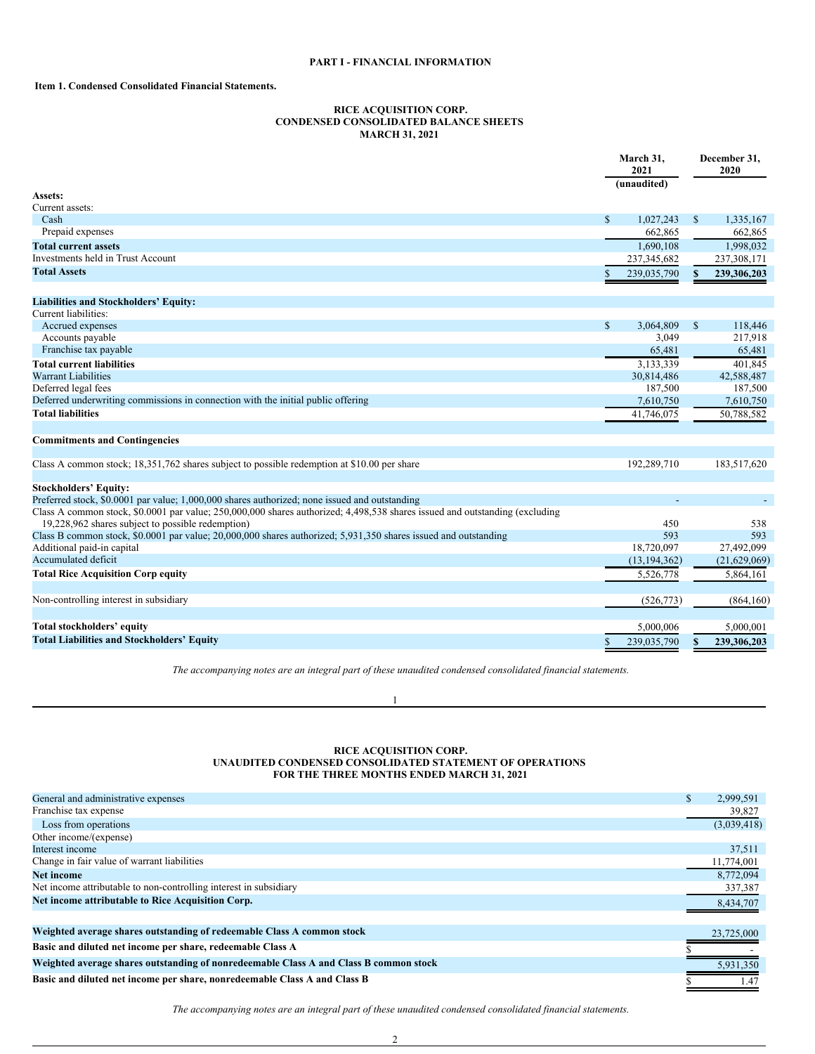## PART I - FINANCIAL INFORMATION

### Item 1. Condensed Consolidated Financial Statements.

**RICE ACQUISITION CORP.**
**CONDENSED CONSOLIDATED BALANCE SHEETS**
**MARCH 31, 2021**

| | March 31, 2021 (unaudited) | December 31, 2020 |
|---|---|---|
| **Assets:** | | |
| Current assets: | | |
| Cash | $ 1,027,243 | $ 1,335,167 |
| Prepaid expenses | 662,865 | 662,865 |
| **Total current assets** | 1,690,108 | 1,998,032 |
| Investments held in Trust Account | 237,345,682 | 237,308,171 |
| **Total Assets** | $ 239,035,790 | **$ 239,306,203** |
| | | |
| **Liabilities and Stockholders' Equity:** | | |
| Current liabilities: | | |
| Accrued expenses | $ 3,064,809 | $ 118,446 |
| Accounts payable | 3,049 | 217,918 |
| Franchise tax payable | 65,481 | 65,481 |
| **Total current liabilities** | 3,133,339 | 401,845 |
| Warrant Liabilities | 30,814,486 | 42,588,487 |
| Deferred legal fees | 187,500 | 187,500 |
| Deferred underwriting commissions in connection with the initial public offering | 7,610,750 | 7,610,750 |
| **Total liabilities** | 41,746,075 | 50,788,582 |
| | | |
| **Commitments and Contingencies** | | |
| | | |
| Class A common stock; 18,351,762 shares subject to possible redemption at $10.00 per share | 192,289,710 | 183,517,620 |
| | | |
| **Stockholders' Equity:** | | |
| Preferred stock, $0.0001 par value; 1,000,000 shares authorized; none issued and outstanding | - | - |
| Class A common stock, $0.0001 par value; 250,000,000 shares authorized; 4,498,538 shares issued and outstanding (excluding 19,228,962 shares subject to possible redemption) | 450 | 538 |
| Class B common stock, $0.0001 par value; 20,000,000 shares authorized; 5,931,350 shares issued and outstanding | 593 | 593 |
| Additional paid-in capital | 18,720,097 | 27,492,099 |
| Accumulated deficit | (13,194,362) | (21,629,069) |
| **Total Rice Acquisition Corp equity** | 5,526,778 | 5,864,161 |
| | | |
| Non-controlling interest in subsidiary | (526,773) | (864,160) |
| | | |
| **Total stockholders' equity** | 5,000,006 | 5,000,001 |
| **Total Liabilities and Stockholders' Equity** | $ 239,035,790 | **$ 239,306,203** |

*The accompanying notes are an integral part of these unaudited condensed consolidated financial statements.*

**RICE ACQUISITION CORP.**
**UNAUDITED CONDENSED CONSOLIDATED STATEMENT OF OPERATIONS**
**FOR THE THREE MONTHS ENDED MARCH 31, 2021**

| | |
|---|---|
| General and administrative expenses | $ 2,999,591 |
| Franchise tax expense | 39,827 |
| Loss from operations | (3,039,418) |
| Other income/(expense) | |
| Interest income | 37,511 |
| Change in fair value of warrant liabilities | 11,774,001 |
| **Net income** | 8,772,094 |
| Net income attributable to non-controlling interest in subsidiary | 337,387 |
| **Net income attributable to Rice Acquisition Corp.** | 8,434,707 |
| | |
| **Weighted average shares outstanding of redeemable Class A common stock** | 23,725,000 |
| **Basic and diluted net income per share, redeemable Class A** | $ - |
| **Weighted average shares outstanding of nonredeemable Class A and Class B common stock** | 5,931,350 |
| **Basic and diluted net income per share, nonredeemable Class A and Class B** | $ 1.47 |

*The accompanying notes are an integral part of these unaudited condensed consolidated financial statements.*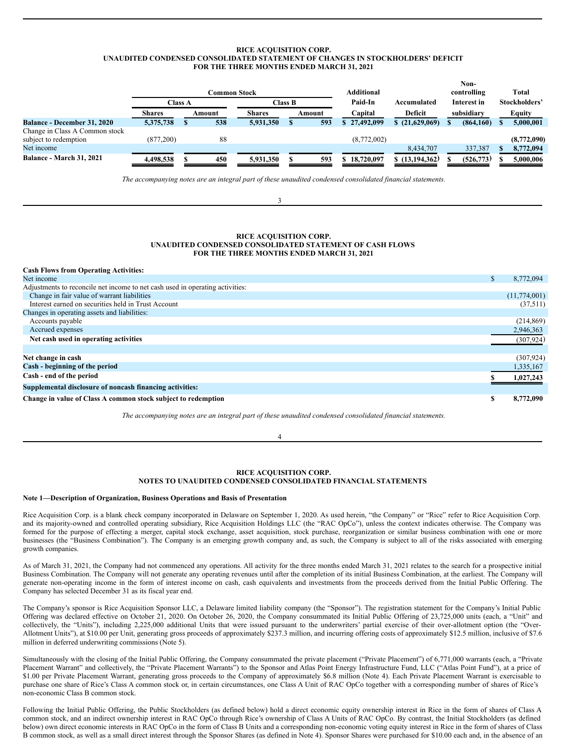**RICE ACQUISITION CORP.**
**UNAUDITED CONDENSED CONSOLIDATED STATEMENT OF CHANGES IN STOCKHOLDERS' DEFICIT**
**FOR THE THREE MONTHS ENDED MARCH 31, 2021**

| | Common Stock | | | | Additional | | Non-controlling | Total |
|---|---|---|---|---|---|---|---|---|
| | Class A | | Class B | | Paid-In | Accumulated | Interest in | Stockholders' |
| | Shares | Amount | Shares | Amount | Capital | Deficit | subsidiary | Equity |
| **Balance - December 31, 2020** | **5,375,738** | **$ 538** | **5,931,350** | **$ 593** | **$ 27,492,099** | **$ (21,629,069)** | **$ (864,160)** | **$ 5,000,001** |
| Change in Class A Common stock subject to redemption | (877,200) | 88 | | | (8,772,002) | | | **(8,772,090)** |
| Net income | | | | | | 8,434,707 | 337,387 | **$ 8,772,094** |
| **Balance - March 31, 2021** | **4,498,538** | **$ 450** | **5,931,350** | **$ 593** | **$ 18,720,097** | **$ (13,194,362)** | **$ (526,773)** | **$ 5,000,006** |

*The accompanying notes are an integral part of these unaudited condensed consolidated financial statements.*

**RICE ACQUISITION CORP.**
**UNAUDITED CONDENSED CONSOLIDATED STATEMENT OF CASH FLOWS**
**FOR THE THREE MONTHS ENDED MARCH 31, 2021**

| | |
|---|---|
| **Cash Flows from Operating Activities:** | |
| Net income | $ 8,772,094 |
| Adjustments to reconcile net income to net cash used in operating activities: | |
| Change in fair value of warrant liabilities | (11,774,001) |
| Interest earned on securities held in Trust Account | (37,511) |
| Changes in operating assets and liabilities: | |
| Accounts payable | (214,869) |
| Accrued expenses | 2,946,363 |
| **Net cash used in operating activities** | (307,924) |
| | |
| **Net change in cash** | (307,924) |
| **Cash - beginning of the period** | 1,335,167 |
| **Cash - end of the period** | **$ 1,027,243** |
| **Supplemental disclosure of noncash financing activities:** | |
| **Change in value of Class A common stock subject to redemption** | **$ 8,772,090** |

*The accompanying notes are an integral part of these unaudited condensed consolidated financial statements.*

**RICE ACQUISITION CORP.**
**NOTES TO UNAUDITED CONDENSED CONSOLIDATED FINANCIAL STATEMENTS**

**Note 1—Description of Organization, Business Operations and Basis of Presentation**

Rice Acquisition Corp. is a blank check company incorporated in Delaware on September 1, 2020. As used herein, "the Company" or "Rice" refer to Rice Acquisition Corp. and its majority-owned and controlled operating subsidiary, Rice Acquisition Holdings LLC (the "RAC OpCo"), unless the context indicates otherwise. The Company was formed for the purpose of effecting a merger, capital stock exchange, asset acquisition, stock purchase, reorganization or similar business combination with one or more businesses (the "Business Combination"). The Company is an emerging growth company and, as such, the Company is subject to all of the risks associated with emerging growth companies.

As of March 31, 2021, the Company had not commenced any operations. All activity for the three months ended March 31, 2021 relates to the search for a prospective initial Business Combination. The Company will not generate any operating revenues until after the completion of its initial Business Combination, at the earliest. The Company will generate non-operating income in the form of interest income on cash, cash equivalents and investments from the proceeds derived from the Initial Public Offering. The Company has selected December 31 as its fiscal year end.

The Company's sponsor is Rice Acquisition Sponsor LLC, a Delaware limited liability company (the "Sponsor"). The registration statement for the Company's Initial Public Offering was declared effective on October 21, 2020. On October 26, 2020, the Company consummated its Initial Public Offering of 23,725,000 units (each, a "Unit" and collectively, the "Units"), including 2,225,000 additional Units that were issued pursuant to the underwriters' partial exercise of their over-allotment option (the "Over-Allotment Units"), at $10.00 per Unit, generating gross proceeds of approximately $237.3 million, and incurring offering costs of approximately $12.5 million, inclusive of $7.6 million in deferred underwriting commissions (Note 5).

Simultaneously with the closing of the Initial Public Offering, the Company consummated the private placement ("Private Placement") of 6,771,000 warrants (each, a "Private Placement Warrant" and collectively, the "Private Placement Warrants") to the Sponsor and Atlas Point Energy Infrastructure Fund, LLC ("Atlas Point Fund"), at a price of $1.00 per Private Placement Warrant, generating gross proceeds to the Company of approximately $6.8 million (Note 4). Each Private Placement Warrant is exercisable to purchase one share of Rice's Class A common stock or, in certain circumstances, one Class A Unit of RAC OpCo together with a corresponding number of shares of Rice's non-economic Class B common stock.

Following the Initial Public Offering, the Public Stockholders (as defined below) hold a direct economic equity ownership interest in Rice in the form of shares of Class A common stock, and an indirect ownership interest in RAC OpCo through Rice's ownership of Class A Units of RAC OpCo. By contrast, the Initial Stockholders (as defined below) own direct economic interests in RAC OpCo in the form of Class B Units and a corresponding non-economic voting equity interest in Rice in the form of shares of Class B common stock, as well as a small direct interest through the Sponsor Shares (as defined in Note 4). Sponsor Shares were purchased for $10.00 each and, in the absence of an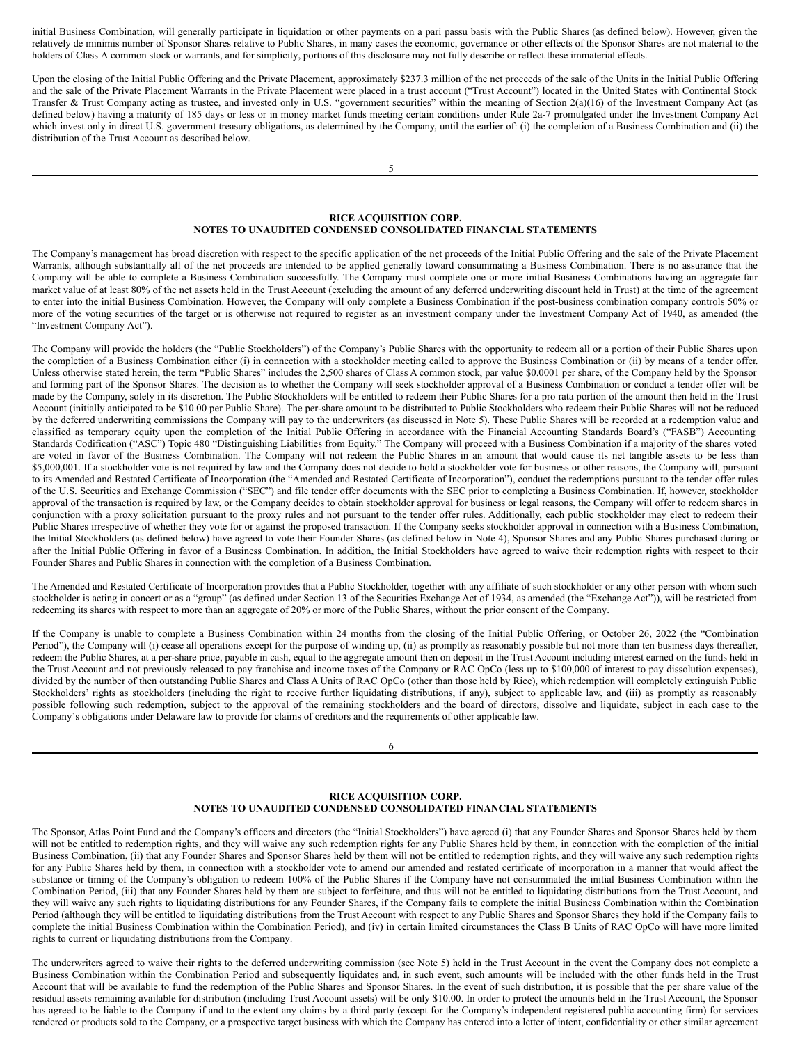initial Business Combination, will generally participate in liquidation or other payments on a pari passu basis with the Public Shares (as defined below). However, given the relatively de minimis number of Sponsor Shares relative to Public Shares, in many cases the economic, governance or other effects of the Sponsor Shares are not material to the holders of Class A common stock or warrants, and for simplicity, portions of this disclosure may not fully describe or reflect these immaterial effects.

Upon the closing of the Initial Public Offering and the Private Placement, approximately $237.3 million of the net proceeds of the sale of the Units in the Initial Public Offering and the sale of the Private Placement Warrants in the Private Placement were placed in a trust account ("Trust Account") located in the United States with Continental Stock Transfer & Trust Company acting as trustee, and invested only in U.S. "government securities" within the meaning of Section 2(a)(16) of the Investment Company Act (as defined below) having a maturity of 185 days or less or in money market funds meeting certain conditions under Rule 2a-7 promulgated under the Investment Company Act which invest only in direct U.S. government treasury obligations, as determined by the Company, until the earlier of: (i) the completion of a Business Combination and (ii) the distribution of the Trust Account as described below.

**RICE ACQUISITION CORP.**
**NOTES TO UNAUDITED CONDENSED CONSOLIDATED FINANCIAL STATEMENTS**

The Company's management has broad discretion with respect to the specific application of the net proceeds of the Initial Public Offering and the sale of the Private Placement Warrants, although substantially all of the net proceeds are intended to be applied generally toward consummating a Business Combination. There is no assurance that the Company will be able to complete a Business Combination successfully. The Company must complete one or more initial Business Combinations having an aggregate fair market value of at least 80% of the net assets held in the Trust Account (excluding the amount of any deferred underwriting discount held in Trust) at the time of the agreement to enter into the initial Business Combination. However, the Company will only complete a Business Combination if the post-business combination company controls 50% or more of the voting securities of the target or is otherwise not required to register as an investment company under the Investment Company Act of 1940, as amended (the "Investment Company Act").

The Company will provide the holders (the "Public Stockholders") of the Company's Public Shares with the opportunity to redeem all or a portion of their Public Shares upon the completion of a Business Combination either (i) in connection with a stockholder meeting called to approve the Business Combination or (ii) by means of a tender offer. Unless otherwise stated herein, the term "Public Shares" includes the 2,500 shares of Class A common stock, par value $0.0001 per share, of the Company held by the Sponsor and forming part of the Sponsor Shares. The decision as to whether the Company will seek stockholder approval of a Business Combination or conduct a tender offer will be made by the Company, solely in its discretion. The Public Stockholders will be entitled to redeem their Public Shares for a pro rata portion of the amount then held in the Trust Account (initially anticipated to be $10.00 per Public Share). The per-share amount to be distributed to Public Stockholders who redeem their Public Shares will not be reduced by the deferred underwriting commissions the Company will pay to the underwriters (as discussed in Note 5). These Public Shares will be recorded at a redemption value and classified as temporary equity upon the completion of the Initial Public Offering in accordance with the Financial Accounting Standards Board's ("FASB") Accounting Standards Codification ("ASC") Topic 480 "Distinguishing Liabilities from Equity." The Company will proceed with a Business Combination if a majority of the shares voted are voted in favor of the Business Combination. The Company will not redeem the Public Shares in an amount that would cause its net tangible assets to be less than $5,000,001. If a stockholder vote is not required by law and the Company does not decide to hold a stockholder vote for business or other reasons, the Company will, pursuant to its Amended and Restated Certificate of Incorporation (the "Amended and Restated Certificate of Incorporation"), conduct the redemptions pursuant to the tender offer rules of the U.S. Securities and Exchange Commission ("SEC") and file tender offer documents with the SEC prior to completing a Business Combination. If, however, stockholder approval of the transaction is required by law, or the Company decides to obtain stockholder approval for business or legal reasons, the Company will offer to redeem shares in conjunction with a proxy solicitation pursuant to the proxy rules and not pursuant to the tender offer rules. Additionally, each public stockholder may elect to redeem their Public Shares irrespective of whether they vote for or against the proposed transaction. If the Company seeks stockholder approval in connection with a Business Combination, the Initial Stockholders (as defined below) have agreed to vote their Founder Shares (as defined below in Note 4), Sponsor Shares and any Public Shares purchased during or after the Initial Public Offering in favor of a Business Combination. In addition, the Initial Stockholders have agreed to waive their redemption rights with respect to their Founder Shares and Public Shares in connection with the completion of a Business Combination.

The Amended and Restated Certificate of Incorporation provides that a Public Stockholder, together with any affiliate of such stockholder or any other person with whom such stockholder is acting in concert or as a "group" (as defined under Section 13 of the Securities Exchange Act of 1934, as amended (the "Exchange Act")), will be restricted from redeeming its shares with respect to more than an aggregate of 20% or more of the Public Shares, without the prior consent of the Company.

If the Company is unable to complete a Business Combination within 24 months from the closing of the Initial Public Offering, or October 26, 2022 (the "Combination Period"), the Company will (i) cease all operations except for the purpose of winding up, (ii) as promptly as reasonably possible but not more than ten business days thereafter, redeem the Public Shares, at a per-share price, payable in cash, equal to the aggregate amount then on deposit in the Trust Account including interest earned on the funds held in the Trust Account and not previously released to pay franchise and income taxes of the Company or RAC OpCo (less up to $100,000 of interest to pay dissolution expenses), divided by the number of then outstanding Public Shares and Class A Units of RAC OpCo (other than those held by Rice), which redemption will completely extinguish Public Stockholders' rights as stockholders (including the right to receive further liquidating distributions, if any), subject to applicable law, and (iii) as promptly as reasonably possible following such redemption, subject to the approval of the remaining stockholders and the board of directors, dissolve and liquidate, subject in each case to the Company's obligations under Delaware law to provide for claims of creditors and the requirements of other applicable law.

**RICE ACQUISITION CORP.**
**NOTES TO UNAUDITED CONDENSED CONSOLIDATED FINANCIAL STATEMENTS**

The Sponsor, Atlas Point Fund and the Company's officers and directors (the "Initial Stockholders") have agreed (i) that any Founder Shares and Sponsor Shares held by them will not be entitled to redemption rights, and they will waive any such redemption rights for any Public Shares held by them, in connection with the completion of the initial Business Combination, (ii) that any Founder Shares and Sponsor Shares held by them will not be entitled to redemption rights, and they will waive any such redemption rights for any Public Shares held by them, in connection with a stockholder vote to amend our amended and restated certificate of incorporation in a manner that would affect the substance or timing of the Company's obligation to redeem 100% of the Public Shares if the Company have not consummated the initial Business Combination within the Combination Period, (iii) that any Founder Shares held by them are subject to forfeiture, and thus will not be entitled to liquidating distributions from the Trust Account, and they will waive any such rights to liquidating distributions for any Founder Shares, if the Company fails to complete the initial Business Combination within the Combination Period (although they will be entitled to liquidating distributions from the Trust Account with respect to any Public Shares and Sponsor Shares they hold if the Company fails to complete the initial Business Combination within the Combination Period), and (iv) in certain limited circumstances the Class B Units of RAC OpCo will have more limited rights to current or liquidating distributions from the Company.

The underwriters agreed to waive their rights to the deferred underwriting commission (see Note 5) held in the Trust Account in the event the Company does not complete a Business Combination within the Combination Period and subsequently liquidates and, in such event, such amounts will be included with the other funds held in the Trust Account that will be available to fund the redemption of the Public Shares and Sponsor Shares. In the event of such distribution, it is possible that the per share value of the residual assets remaining available for distribution (including Trust Account assets) will be only $10.00. In order to protect the amounts held in the Trust Account, the Sponsor has agreed to be liable to the Company if and to the extent any claims by a third party (except for the Company's independent registered public accounting firm) for services rendered or products sold to the Company, or a prospective target business with which the Company has entered into a letter of intent, confidentiality or other similar agreement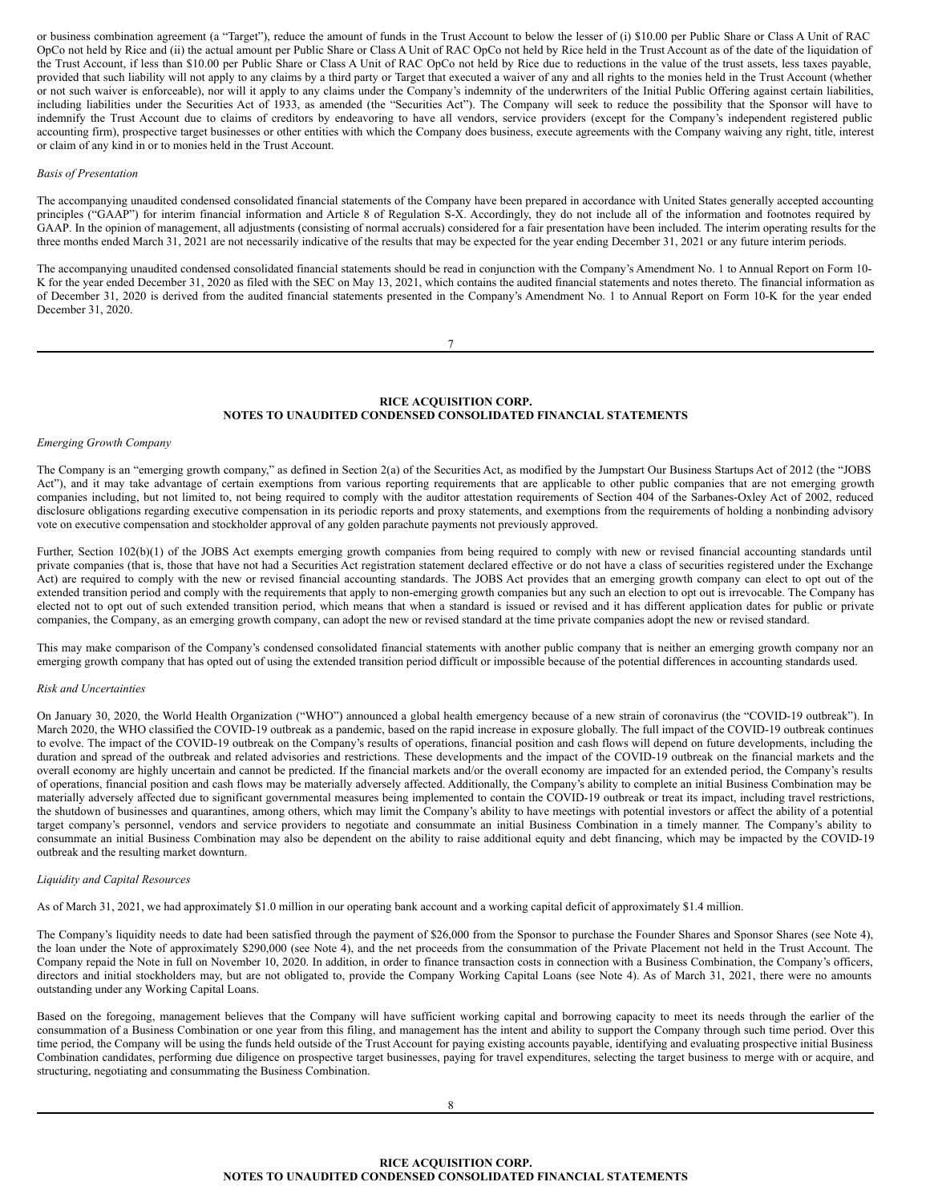or business combination agreement (a "Target"), reduce the amount of funds in the Trust Account to below the lesser of (i) $10.00 per Public Share or Class A Unit of RAC OpCo not held by Rice and (ii) the actual amount per Public Share or Class A Unit of RAC OpCo not held by Rice held in the Trust Account as of the date of the liquidation of the Trust Account, if less than $10.00 per Public Share or Class A Unit of RAC OpCo not held by Rice due to reductions in the value of the trust assets, less taxes payable, provided that such liability will not apply to any claims by a third party or Target that executed a waiver of any and all rights to the monies held in the Trust Account (whether or not such waiver is enforceable), nor will it apply to any claims under the Company's indemnity of the underwriters of the Initial Public Offering against certain liabilities, including liabilities under the Securities Act of 1933, as amended (the "Securities Act"). The Company will seek to reduce the possibility that the Sponsor will have to indemnify the Trust Account due to claims of creditors by endeavoring to have all vendors, service providers (except for the Company's independent registered public accounting firm), prospective target businesses or other entities with which the Company does business, execute agreements with the Company waiving any right, title, interest or claim of any kind in or to monies held in the Trust Account.

*Basis of Presentation*

The accompanying unaudited condensed consolidated financial statements of the Company have been prepared in accordance with United States generally accepted accounting principles ("GAAP") for interim financial information and Article 8 of Regulation S-X. Accordingly, they do not include all of the information and footnotes required by GAAP. In the opinion of management, all adjustments (consisting of normal accruals) considered for a fair presentation have been included. The interim operating results for the three months ended March 31, 2021 are not necessarily indicative of the results that may be expected for the year ending December 31, 2021 or any future interim periods.

The accompanying unaudited condensed consolidated financial statements should be read in conjunction with the Company's Amendment No. 1 to Annual Report on Form 10-K for the year ended December 31, 2020 as filed with the SEC on May 13, 2021, which contains the audited financial statements and notes thereto. The financial information as of December 31, 2020 is derived from the audited financial statements presented in the Company's Amendment No. 1 to Annual Report on Form 10-K for the year ended December 31, 2020.

**RICE ACQUISITION CORP.**
**NOTES TO UNAUDITED CONDENSED CONSOLIDATED FINANCIAL STATEMENTS**

*Emerging Growth Company*

The Company is an "emerging growth company," as defined in Section 2(a) of the Securities Act, as modified by the Jumpstart Our Business Startups Act of 2012 (the "JOBS Act"), and it may take advantage of certain exemptions from various reporting requirements that are applicable to other public companies that are not emerging growth companies including, but not limited to, not being required to comply with the auditor attestation requirements of Section 404 of the Sarbanes-Oxley Act of 2002, reduced disclosure obligations regarding executive compensation in its periodic reports and proxy statements, and exemptions from the requirements of holding a nonbinding advisory vote on executive compensation and stockholder approval of any golden parachute payments not previously approved.

Further, Section 102(b)(1) of the JOBS Act exempts emerging growth companies from being required to comply with new or revised financial accounting standards until private companies (that is, those that have not had a Securities Act registration statement declared effective or do not have a class of securities registered under the Exchange Act) are required to comply with the new or revised financial accounting standards. The JOBS Act provides that an emerging growth company can elect to opt out of the extended transition period and comply with the requirements that apply to non-emerging growth companies but any such an election to opt out is irrevocable. The Company has elected not to opt out of such extended transition period, which means that when a standard is issued or revised and it has different application dates for public or private companies, the Company, as an emerging growth company, can adopt the new or revised standard at the time private companies adopt the new or revised standard.

This may make comparison of the Company's condensed consolidated financial statements with another public company that is neither an emerging growth company nor an emerging growth company that has opted out of using the extended transition period difficult or impossible because of the potential differences in accounting standards used.

*Risk and Uncertainties*

On January 30, 2020, the World Health Organization ("WHO") announced a global health emergency because of a new strain of coronavirus (the "COVID-19 outbreak"). In March 2020, the WHO classified the COVID-19 outbreak as a pandemic, based on the rapid increase in exposure globally. The full impact of the COVID-19 outbreak continues to evolve. The impact of the COVID-19 outbreak on the Company's results of operations, financial position and cash flows will depend on future developments, including the duration and spread of the outbreak and related advisories and restrictions. These developments and the impact of the COVID-19 outbreak on the financial markets and the overall economy are highly uncertain and cannot be predicted. If the financial markets and/or the overall economy are impacted for an extended period, the Company's results of operations, financial position and cash flows may be materially adversely affected. Additionally, the Company's ability to complete an initial Business Combination may be materially adversely affected due to significant governmental measures being implemented to contain the COVID-19 outbreak or treat its impact, including travel restrictions, the shutdown of businesses and quarantines, among others, which may limit the Company's ability to have meetings with potential investors or affect the ability of a potential target company's personnel, vendors and service providers to negotiate and consummate an initial Business Combination in a timely manner. The Company's ability to consummate an initial Business Combination may also be dependent on the ability to raise additional equity and debt financing, which may be impacted by the COVID-19 outbreak and the resulting market downturn.

*Liquidity and Capital Resources*

As of March 31, 2021, we had approximately $1.0 million in our operating bank account and a working capital deficit of approximately $1.4 million.

The Company's liquidity needs to date had been satisfied through the payment of $26,000 from the Sponsor to purchase the Founder Shares and Sponsor Shares (see Note 4), the loan under the Note of approximately $290,000 (see Note 4), and the net proceeds from the consummation of the Private Placement not held in the Trust Account. The Company repaid the Note in full on November 10, 2020. In addition, in order to finance transaction costs in connection with a Business Combination, the Company's officers, directors and initial stockholders may, but are not obligated to, provide the Company Working Capital Loans (see Note 4). As of March 31, 2021, there were no amounts outstanding under any Working Capital Loans.

Based on the foregoing, management believes that the Company will have sufficient working capital and borrowing capacity to meet its needs through the earlier of the consummation of a Business Combination or one year from this filing, and management has the intent and ability to support the Company through such time period. Over this time period, the Company will be using the funds held outside of the Trust Account for paying existing accounts payable, identifying and evaluating prospective initial Business Combination candidates, performing due diligence on prospective target businesses, paying for travel expenditures, selecting the target business to merge with or acquire, and structuring, negotiating and consummating the Business Combination.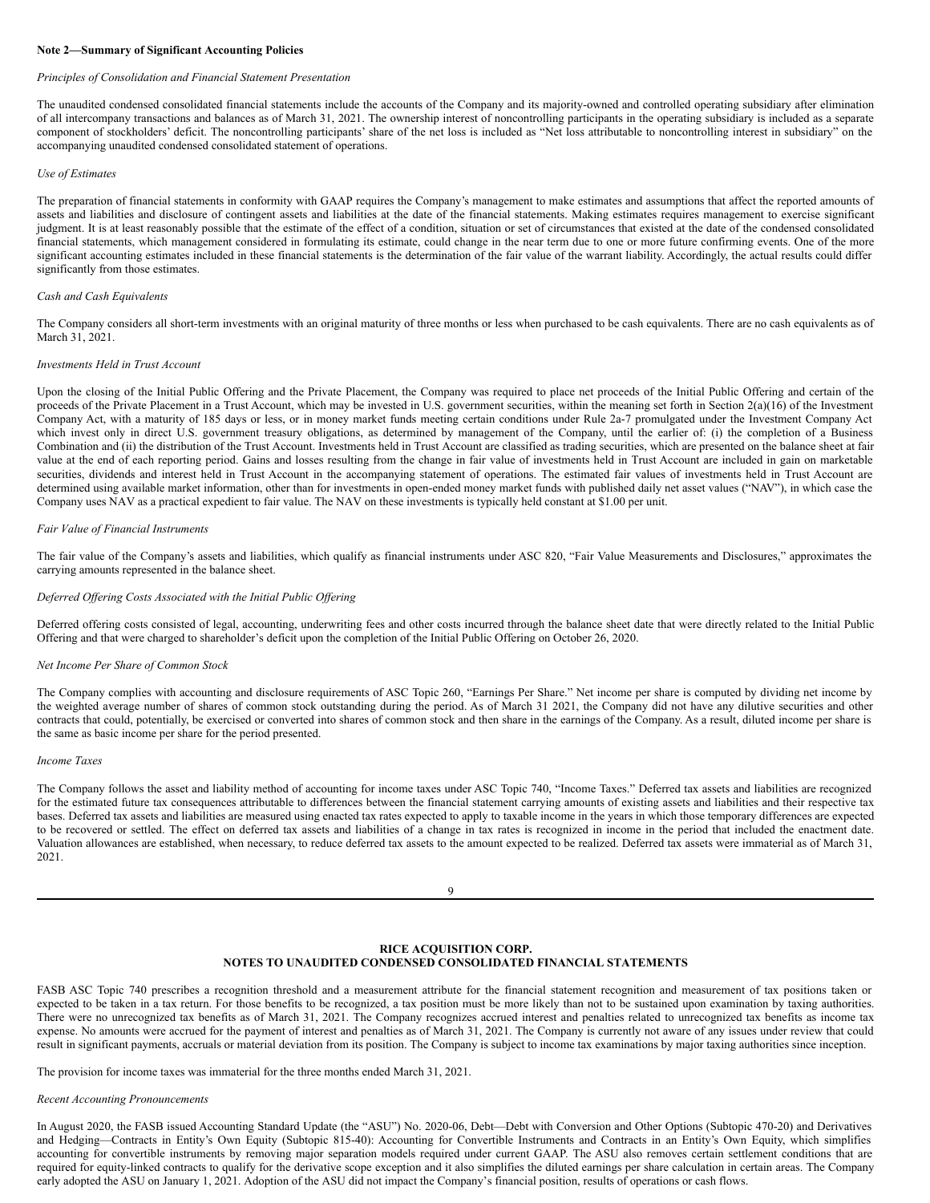**Note 2—Summary of Significant Accounting Policies**

*Principles of Consolidation and Financial Statement Presentation*

The unaudited condensed consolidated financial statements include the accounts of the Company and its majority-owned and controlled operating subsidiary after elimination of all intercompany transactions and balances as of March 31, 2021. The ownership interest of noncontrolling participants in the operating subsidiary is included as a separate component of stockholders' deficit. The noncontrolling participants' share of the net loss is included as "Net loss attributable to noncontrolling interest in subsidiary" on the accompanying unaudited condensed consolidated statement of operations.

*Use of Estimates*

The preparation of financial statements in conformity with GAAP requires the Company's management to make estimates and assumptions that affect the reported amounts of assets and liabilities and disclosure of contingent assets and liabilities at the date of the financial statements. Making estimates requires management to exercise significant judgment. It is at least reasonably possible that the estimate of the effect of a condition, situation or set of circumstances that existed at the date of the condensed consolidated financial statements, which management considered in formulating its estimate, could change in the near term due to one or more future confirming events. One of the more significant accounting estimates included in these financial statements is the determination of the fair value of the warrant liability. Accordingly, the actual results could differ significantly from those estimates.

*Cash and Cash Equivalents*

The Company considers all short-term investments with an original maturity of three months or less when purchased to be cash equivalents. There are no cash equivalents as of March 31, 2021.

*Investments Held in Trust Account*

Upon the closing of the Initial Public Offering and the Private Placement, the Company was required to place net proceeds of the Initial Public Offering and certain of the proceeds of the Private Placement in a Trust Account, which may be invested in U.S. government securities, within the meaning set forth in Section 2(a)(16) of the Investment Company Act, with a maturity of 185 days or less, or in money market funds meeting certain conditions under Rule 2a-7 promulgated under the Investment Company Act which invest only in direct U.S. government treasury obligations, as determined by management of the Company, until the earlier of: (i) the completion of a Business Combination and (ii) the distribution of the Trust Account. Investments held in Trust Account are classified as trading securities, which are presented on the balance sheet at fair value at the end of each reporting period. Gains and losses resulting from the change in fair value of investments held in Trust Account are included in gain on marketable securities, dividends and interest held in Trust Account in the accompanying statement of operations. The estimated fair values of investments held in Trust Account are determined using available market information, other than for investments in open-ended money market funds with published daily net asset values ("NAV"), in which case the Company uses NAV as a practical expedient to fair value. The NAV on these investments is typically held constant at $1.00 per unit.

*Fair Value of Financial Instruments*

The fair value of the Company's assets and liabilities, which qualify as financial instruments under ASC 820, "Fair Value Measurements and Disclosures," approximates the carrying amounts represented in the balance sheet.

*Deferred Offering Costs Associated with the Initial Public Offering*

Deferred offering costs consisted of legal, accounting, underwriting fees and other costs incurred through the balance sheet date that were directly related to the Initial Public Offering and that were charged to shareholder's deficit upon the completion of the Initial Public Offering on October 26, 2020.

*Net Income Per Share of Common Stock*

The Company complies with accounting and disclosure requirements of ASC Topic 260, "Earnings Per Share." Net income per share is computed by dividing net income by the weighted average number of shares of common stock outstanding during the period. As of March 31 2021, the Company did not have any dilutive securities and other contracts that could, potentially, be exercised or converted into shares of common stock and then share in the earnings of the Company. As a result, diluted income per share is the same as basic income per share for the period presented.

*Income Taxes*

The Company follows the asset and liability method of accounting for income taxes under ASC Topic 740, "Income Taxes." Deferred tax assets and liabilities are recognized for the estimated future tax consequences attributable to differences between the financial statement carrying amounts of existing assets and liabilities and their respective tax bases. Deferred tax assets and liabilities are measured using enacted tax rates expected to apply to taxable income in the years in which those temporary differences are expected to be recovered or settled. The effect on deferred tax assets and liabilities of a change in tax rates is recognized in income in the period that included the enactment date. Valuation allowances are established, when necessary, to reduce deferred tax assets to the amount expected to be realized. Deferred tax assets were immaterial as of March 31, 2021.

FASB ASC Topic 740 prescribes a recognition threshold and a measurement attribute for the financial statement recognition and measurement of tax positions taken or expected to be taken in a tax return. For those benefits to be recognized, a tax position must be more likely than not to be sustained upon examination by taxing authorities. There were no unrecognized tax benefits as of March 31, 2021. The Company recognizes accrued interest and penalties related to unrecognized tax benefits as income tax expense. No amounts were accrued for the payment of interest and penalties as of March 31, 2021. The Company is currently not aware of any issues under review that could result in significant payments, accruals or material deviation from its position. The Company is subject to income tax examinations by major taxing authorities since inception.

The provision for income taxes was immaterial for the three months ended March 31, 2021.

*Recent Accounting Pronouncements*

In August 2020, the FASB issued Accounting Standard Update (the "ASU") No. 2020-06, Debt—Debt with Conversion and Other Options (Subtopic 470-20) and Derivatives and Hedging—Contracts in Entity's Own Equity (Subtopic 815-40): Accounting for Convertible Instruments and Contracts in an Entity's Own Equity, which simplifies accounting for convertible instruments by removing major separation models required under current GAAP. The ASU also removes certain settlement conditions that are required for equity-linked contracts to qualify for the derivative scope exception and it also simplifies the diluted earnings per share calculation in certain areas. The Company early adopted the ASU on January 1, 2021. Adoption of the ASU did not impact the Company's financial position, results of operations or cash flows.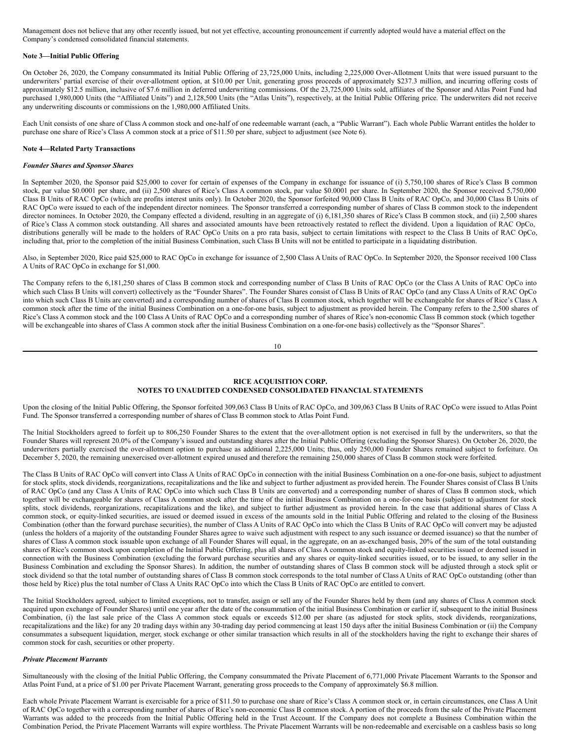Management does not believe that any other recently issued, but not yet effective, accounting pronouncement if currently adopted would have a material effect on the Company's condensed consolidated financial statements.

**Note 3—Initial Public Offering**

On October 26, 2020, the Company consummated its Initial Public Offering of 23,725,000 Units, including 2,225,000 Over-Allotment Units that were issued pursuant to the underwriters' partial exercise of their over-allotment option, at $10.00 per Unit, generating gross proceeds of approximately $237.3 million, and incurring offering costs of approximately $12.5 million, inclusive of $7.6 million in deferred underwriting commissions. Of the 23,725,000 Units sold, affiliates of the Sponsor and Atlas Point Fund had purchased 1,980,000 Units (the "Affiliated Units") and 2,128,500 Units (the "Atlas Units"), respectively, at the Initial Public Offering price. The underwriters did not receive any underwriting discounts or commissions on the 1,980,000 Affiliated Units.

Each Unit consists of one share of Class A common stock and one-half of one redeemable warrant (each, a "Public Warrant"). Each whole Public Warrant entitles the holder to purchase one share of Rice's Class A common stock at a price of $11.50 per share, subject to adjustment (see Note 6).

**Note 4—Related Party Transactions**

***Founder Shares and Sponsor Shares***

In September 2020, the Sponsor paid $25,000 to cover for certain of expenses of the Company in exchange for issuance of (i) 5,750,100 shares of Rice's Class B common stock, par value $0.0001 per share, and (ii) 2,500 shares of Rice's Class A common stock, par value $0.0001 per share. In September 2020, the Sponsor received 5,750,000 Class B Units of RAC OpCo (which are profits interest units only). In October 2020, the Sponsor forfeited 90,000 Class B Units of RAC OpCo, and 30,000 Class B Units of RAC OpCo were issued to each of the independent director nominees. The Sponsor transferred a corresponding number of shares of Class B common stock to the independent director nominees. In October 2020, the Company effected a dividend, resulting in an aggregate of (i) 6,181,350 shares of Rice's Class B common stock, and (ii) 2,500 shares of Rice's Class A common stock outstanding. All shares and associated amounts have been retroactively restated to reflect the dividend. Upon a liquidation of RAC OpCo, distributions generally will be made to the holders of RAC OpCo Units on a pro rata basis, subject to certain limitations with respect to the Class B Units of RAC OpCo, including that, prior to the completion of the initial Business Combination, such Class B Units will not be entitled to participate in a liquidating distribution.

Also, in September 2020, Rice paid $25,000 to RAC OpCo in exchange for issuance of 2,500 Class A Units of RAC OpCo. In September 2020, the Sponsor received 100 Class A Units of RAC OpCo in exchange for $1,000.

The Company refers to the 6,181,250 shares of Class B common stock and corresponding number of Class B Units of RAC OpCo (or the Class A Units of RAC OpCo into which such Class B Units will convert) collectively as the "Founder Shares". The Founder Shares consist of Class B Units of RAC OpCo (and any Class A Units of RAC OpCo into which such Class B Units are converted) and a corresponding number of shares of Class B common stock, which together will be exchangeable for shares of Rice's Class A common stock after the time of the initial Business Combination on a one-for-one basis, subject to adjustment as provided herein. The Company refers to the 2,500 shares of Rice's Class A common stock and the 100 Class A Units of RAC OpCo and a corresponding number of shares of Rice's non-economic Class B common stock (which together will be exchangeable into shares of Class A common stock after the initial Business Combination on a one-for-one basis) collectively as the "Sponsor Shares".

Upon the closing of the Initial Public Offering, the Sponsor forfeited 309,063 Class B Units of RAC OpCo, and 309,063 Class B Units of RAC OpCo were issued to Atlas Point Fund. The Sponsor transferred a corresponding number of shares of Class B common stock to Atlas Point Fund.

The Initial Stockholders agreed to forfeit up to 806,250 Founder Shares to the extent that the over-allotment option is not exercised in full by the underwriters, so that the Founder Shares will represent 20.0% of the Company's issued and outstanding shares after the Initial Public Offering (excluding the Sponsor Shares). On October 26, 2020, the underwriters partially exercised the over-allotment option to purchase as additional 2,225,000 Units; thus, only 250,000 Founder Shares remained subject to forfeiture. On December 5, 2020, the remaining unexercised over-allotment expired unused and therefore the remaining 250,000 shares of Class B common stock were forfeited.

The Class B Units of RAC OpCo will convert into Class A Units of RAC OpCo in connection with the initial Business Combination on a one-for-one basis, subject to adjustment for stock splits, stock dividends, reorganizations, recapitalizations and the like and subject to further adjustment as provided herein. The Founder Shares consist of Class B Units of RAC OpCo (and any Class A Units of RAC OpCo into which such Class B Units are converted) and a corresponding number of shares of Class B common stock, which together will be exchangeable for shares of Class A common stock after the time of the initial Business Combination on a one-for-one basis (subject to adjustment for stock splits, stock dividends, reorganizations, recapitalizations and the like), and subject to further adjustment as provided herein. In the case that additional shares of Class A common stock, or equity-linked securities, are issued or deemed issued in excess of the amounts sold in the Initial Public Offering and related to the closing of the Business Combination (other than the forward purchase securities), the number of Class A Units of RAC OpCo into which the Class B Units of RAC OpCo will convert may be adjusted (unless the holders of a majority of the outstanding Founder Shares agree to waive such adjustment with respect to any such issuance or deemed issuance) so that the number of shares of Class A common stock issuable upon exchange of all Founder Shares will equal, in the aggregate, on an as-exchanged basis, 20% of the sum of the total outstanding shares of Rice's common stock upon completion of the Initial Public Offering, plus all shares of Class A common stock and equity-linked securities issued or deemed issued in connection with the Business Combination (excluding the forward purchase securities and any shares or equity-linked securities issued, or to be issued, to any seller in the Business Combination and excluding the Sponsor Shares). In addition, the number of outstanding shares of Class B common stock will be adjusted through a stock split or stock dividend so that the total number of outstanding shares of Class B common stock corresponds to the total number of Class A Units of RAC OpCo outstanding (other than those held by Rice) plus the total number of Class A Units RAC OpCo into which the Class B Units of RAC OpCo are entitled to convert.

The Initial Stockholders agreed, subject to limited exceptions, not to transfer, assign or sell any of the Founder Shares held by them (and any shares of Class A common stock acquired upon exchange of Founder Shares) until one year after the date of the consummation of the initial Business Combination or earlier if, subsequent to the initial Business Combination, (i) the last sale price of the Class A common stock equals or exceeds $12.00 per share (as adjusted for stock splits, stock dividends, reorganizations, recapitalizations and the like) for any 20 trading days within any 30-trading day period commencing at least 150 days after the initial Business Combination or (ii) the Company consummates a subsequent liquidation, merger, stock exchange or other similar transaction which results in all of the stockholders having the right to exchange their shares of common stock for cash, securities or other property.

***Private Placement Warrants***

Simultaneously with the closing of the Initial Public Offering, the Company consummated the Private Placement of 6,771,000 Private Placement Warrants to the Sponsor and Atlas Point Fund, at a price of $1.00 per Private Placement Warrant, generating gross proceeds to the Company of approximately $6.8 million.

Each whole Private Placement Warrant is exercisable for a price of $11.50 to purchase one share of Rice's Class A common stock or, in certain circumstances, one Class A Unit of RAC OpCo together with a corresponding number of shares of Rice's non-economic Class B common stock. A portion of the proceeds from the sale of the Private Placement Warrants was added to the proceeds from the Initial Public Offering held in the Trust Account. If the Company does not complete a Business Combination within the Combination Period, the Private Placement Warrants will expire worthless. The Private Placement Warrants will be non-redeemable and exercisable on a cashless basis so long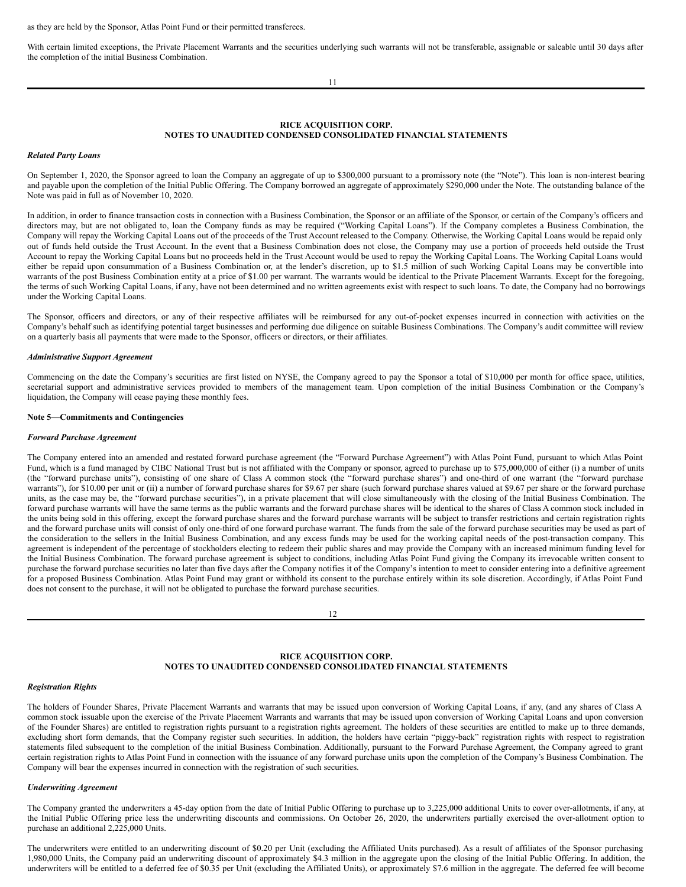as they are held by the Sponsor, Atlas Point Fund or their permitted transferees.

With certain limited exceptions, the Private Placement Warrants and the securities underlying such warrants will not be transferable, assignable or saleable until 30 days after the completion of the initial Business Combination.

**RICE ACQUISITION CORP.**
**NOTES TO UNAUDITED CONDENSED CONSOLIDATED FINANCIAL STATEMENTS**

***Related Party Loans***

On September 1, 2020, the Sponsor agreed to loan the Company an aggregate of up to $300,000 pursuant to a promissory note (the "Note"). This loan is non-interest bearing and payable upon the completion of the Initial Public Offering. The Company borrowed an aggregate of approximately $290,000 under the Note. The outstanding balance of the Note was paid in full as of November 10, 2020.

In addition, in order to finance transaction costs in connection with a Business Combination, the Sponsor or an affiliate of the Sponsor, or certain of the Company's officers and directors may, but are not obligated to, loan the Company funds as may be required ("Working Capital Loans"). If the Company completes a Business Combination, the Company will repay the Working Capital Loans out of the proceeds of the Trust Account released to the Company. Otherwise, the Working Capital Loans would be repaid only out of funds held outside the Trust Account. In the event that a Business Combination does not close, the Company may use a portion of proceeds held outside the Trust Account to repay the Working Capital Loans but no proceeds held in the Trust Account would be used to repay the Working Capital Loans. The Working Capital Loans would either be repaid upon consummation of a Business Combination or, at the lender's discretion, up to $1.5 million of such Working Capital Loans may be convertible into warrants of the post Business Combination entity at a price of $1.00 per warrant. The warrants would be identical to the Private Placement Warrants. Except for the foregoing, the terms of such Working Capital Loans, if any, have not been determined and no written agreements exist with respect to such loans. To date, the Company had no borrowings under the Working Capital Loans.

The Sponsor, officers and directors, or any of their respective affiliates will be reimbursed for any out-of-pocket expenses incurred in connection with activities on the Company's behalf such as identifying potential target businesses and performing due diligence on suitable Business Combinations. The Company's audit committee will review on a quarterly basis all payments that were made to the Sponsor, officers or directors, or their affiliates.

***Administrative Support Agreement***

Commencing on the date the Company's securities are first listed on NYSE, the Company agreed to pay the Sponsor a total of $10,000 per month for office space, utilities, secretarial support and administrative services provided to members of the management team. Upon completion of the initial Business Combination or the Company's liquidation, the Company will cease paying these monthly fees.

**Note 5—Commitments and Contingencies**

***Forward Purchase Agreement***

The Company entered into an amended and restated forward purchase agreement (the "Forward Purchase Agreement") with Atlas Point Fund, pursuant to which Atlas Point Fund, which is a fund managed by CIBC National Trust but is not affiliated with the Company or sponsor, agreed to purchase up to $75,000,000 of either (i) a number of units (the "forward purchase units"), consisting of one share of Class A common stock (the "forward purchase shares") and one-third of one warrant (the "forward purchase warrants"), for $10.00 per unit or (ii) a number of forward purchase shares for $9.67 per share (such forward purchase shares valued at $9.67 per share or the forward purchase units, as the case may be, the "forward purchase securities"), in a private placement that will close simultaneously with the closing of the Initial Business Combination. The forward purchase warrants will have the same terms as the public warrants and the forward purchase shares will be identical to the shares of Class A common stock included in the units being sold in this offering, except the forward purchase shares and the forward purchase warrants will be subject to transfer restrictions and certain registration rights and the forward purchase units will consist of only one-third of one forward purchase warrant. The funds from the sale of the forward purchase securities may be used as part of the consideration to the sellers in the Initial Business Combination, and any excess funds may be used for the working capital needs of the post-transaction company. This agreement is independent of the percentage of stockholders electing to redeem their public shares and may provide the Company with an increased minimum funding level for the Initial Business Combination. The forward purchase agreement is subject to conditions, including Atlas Point Fund giving the Company its irrevocable written consent to purchase the forward purchase securities no later than five days after the Company notifies it of the Company's intention to meet to consider entering into a definitive agreement for a proposed Business Combination. Atlas Point Fund may grant or withhold its consent to the purchase entirely within its sole discretion. Accordingly, if Atlas Point Fund does not consent to the purchase, it will not be obligated to purchase the forward purchase securities.

**RICE ACQUISITION CORP.**
**NOTES TO UNAUDITED CONDENSED CONSOLIDATED FINANCIAL STATEMENTS**

***Registration Rights***

The holders of Founder Shares, Private Placement Warrants and warrants that may be issued upon conversion of Working Capital Loans, if any, (and any shares of Class A common stock issuable upon the exercise of the Private Placement Warrants and warrants that may be issued upon conversion of Working Capital Loans and upon conversion of the Founder Shares) are entitled to registration rights pursuant to a registration rights agreement. The holders of these securities are entitled to make up to three demands, excluding short form demands, that the Company register such securities. In addition, the holders have certain "piggy-back" registration rights with respect to registration statements filed subsequent to the completion of the initial Business Combination. Additionally, pursuant to the Forward Purchase Agreement, the Company agreed to grant certain registration rights to Atlas Point Fund in connection with the issuance of any forward purchase units upon the completion of the Company's Business Combination. The Company will bear the expenses incurred in connection with the registration of such securities.

***Underwriting Agreement***

The Company granted the underwriters a 45-day option from the date of Initial Public Offering to purchase up to 3,225,000 additional Units to cover over-allotments, if any, at the Initial Public Offering price less the underwriting discounts and commissions. On October 26, 2020, the underwriters partially exercised the over-allotment option to purchase an additional 2,225,000 Units.

The underwriters were entitled to an underwriting discount of $0.20 per Unit (excluding the Affiliated Units purchased). As a result of affiliates of the Sponsor purchasing 1,980,000 Units, the Company paid an underwriting discount of approximately $4.3 million in the aggregate upon the closing of the Initial Public Offering. In addition, the underwriters will be entitled to a deferred fee of $0.35 per Unit (excluding the Affiliated Units), or approximately $7.6 million in the aggregate. The deferred fee will become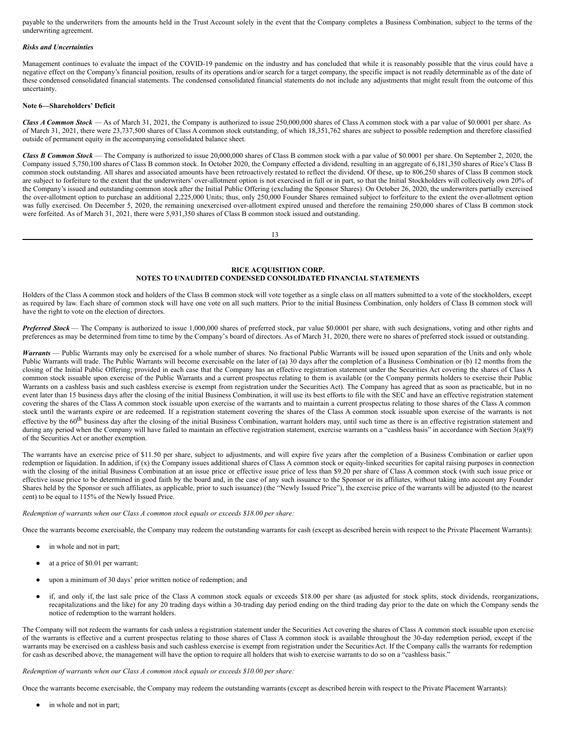payable to the underwriters from the amounts held in the Trust Account solely in the event that the Company completes a Business Combination, subject to the terms of the underwriting agreement.

***Risks and Uncertainties***

Management continues to evaluate the impact of the COVID-19 pandemic on the industry and has concluded that while it is reasonably possible that the virus could have a negative effect on the Company's financial position, results of its operations and/or search for a target company, the specific impact is not readily determinable as of the date of these condensed consolidated financial statements. The condensed consolidated financial statements do not include any adjustments that might result from the outcome of this uncertainty.

**Note 6—Shareholders' Deficit**

***Class A Common Stock*** — As of March 31, 2021, the Company is authorized to issue 250,000,000 shares of Class A common stock with a par value of $0.0001 per share. As of March 31, 2021, there were 23,737,500 shares of Class A common stock outstanding, of which 18,351,762 shares are subject to possible redemption and therefore classified outside of permanent equity in the accompanying consolidated balance sheet.

***Class B Common Stock*** — The Company is authorized to issue 20,000,000 shares of Class B common stock with a par value of $0.0001 per share. On September 2, 2020, the Company issued 5,750,100 shares of Class B common stock. In October 2020, the Company effected a dividend, resulting in an aggregate of 6,181,350 shares of Rice's Class B common stock outstanding. All shares and associated amounts have been retroactively restated to reflect the dividend. Of these, up to 806,250 shares of Class B common stock are subject to forfeiture to the extent that the underwriters' over-allotment option is not exercised in full or in part, so that the Initial Stockholders will collectively own 20% of the Company's issued and outstanding common stock after the Initial Public Offering (excluding the Sponsor Shares). On October 26, 2020, the underwriters partially exercised the over-allotment option to purchase an additional 2,225,000 Units; thus, only 250,000 Founder Shares remained subject to forfeiture to the extent the over-allotment option was fully exercised. On December 5, 2020, the remaining unexercised over-allotment expired unused and therefore the remaining 250,000 shares of Class B common stock were forfeited. As of March 31, 2021, there were 5,931,350 shares of Class B common stock issued and outstanding.

**RICE ACQUISITION CORP.**
**NOTES TO UNAUDITED CONDENSED CONSOLIDATED FINANCIAL STATEMENTS**

Holders of the Class A common stock and holders of the Class B common stock will vote together as a single class on all matters submitted to a vote of the stockholders, except as required by law. Each share of common stock will have one vote on all such matters. Prior to the initial Business Combination, only holders of Class B common stock will have the right to vote on the election of directors.

***Preferred Stock*** — The Company is authorized to issue 1,000,000 shares of preferred stock, par value $0.0001 per share, with such designations, voting and other rights and preferences as may be determined from time to time by the Company's board of directors. As of March 31, 2020, there were no shares of preferred stock issued or outstanding.

***Warrants*** — Public Warrants may only be exercised for a whole number of shares. No fractional Public Warrants will be issued upon separation of the Units and only whole Public Warrants will trade. The Public Warrants will become exercisable on the later of (a) 30 days after the completion of a Business Combination or (b) 12 months from the closing of the Initial Public Offering; provided in each case that the Company has an effective registration statement under the Securities Act covering the shares of Class A common stock issuable upon exercise of the Public Warrants and a current prospectus relating to them is available (or the Company permits holders to exercise their Public Warrants on a cashless basis and such cashless exercise is exempt from registration under the Securities Act). The Company has agreed that as soon as practicable, but in no event later than 15 business days after the closing of the initial Business Combination, it will use its best efforts to file with the SEC and have an effective registration statement covering the shares of the Class A common stock issuable upon exercise of the warrants and to maintain a current prospectus relating to those shares of the Class A common stock until the warrants expire or are redeemed. If a registration statement covering the shares of the Class A common stock issuable upon exercise of the warrants is not effective by the 60th business day after the closing of the initial Business Combination, warrant holders may, until such time as there is an effective registration statement and during any period when the Company will have failed to maintain an effective registration statement, exercise warrants on a "cashless basis" in accordance with Section 3(a)(9) of the Securities Act or another exemption.

The warrants have an exercise price of $11.50 per share, subject to adjustments, and will expire five years after the completion of a Business Combination or earlier upon redemption or liquidation. In addition, if (x) the Company issues additional shares of Class A common stock or equity-linked securities for capital raising purposes in connection with the closing of the initial Business Combination at an issue price or effective issue price of less than $9.20 per share of Class A common stock (with such issue price or effective issue price to be determined in good faith by the board and, in the case of any such issuance to the Sponsor or its affiliates, without taking into account any Founder Shares held by the Sponsor or such affiliates, as applicable, prior to such issuance) (the "Newly Issued Price"), the exercise price of the warrants will be adjusted (to the nearest cent) to be equal to 115% of the Newly Issued Price.

*Redemption of warrants when our Class A common stock equals or exceeds $18.00 per share:*

Once the warrants become exercisable, the Company may redeem the outstanding warrants for cash (except as described herein with respect to the Private Placement Warrants):

- in whole and not in part;
- at a price of $0.01 per warrant;
- upon a minimum of 30 days' prior written notice of redemption; and
- if, and only if, the last sale price of the Class A common stock equals or exceeds $18.00 per share (as adjusted for stock splits, stock dividends, reorganizations, recapitalizations and the like) for any 20 trading days within a 30-trading day period ending on the third trading day prior to the date on which the Company sends the notice of redemption to the warrant holders.

The Company will not redeem the warrants for cash unless a registration statement under the Securities Act covering the shares of Class A common stock issuable upon exercise of the warrants is effective and a current prospectus relating to those shares of Class A common stock is available throughout the 30-day redemption period, except if the warrants may be exercised on a cashless basis and such cashless exercise is exempt from registration under the Securities Act. If the Company calls the warrants for redemption for cash as described above, the management will have the option to require all holders that wish to exercise warrants to do so on a "cashless basis."

*Redemption of warrants when our Class A common stock equals or exceeds $10.00 per share:*

Once the warrants become exercisable, the Company may redeem the outstanding warrants (except as described herein with respect to the Private Placement Warrants):

- in whole and not in part;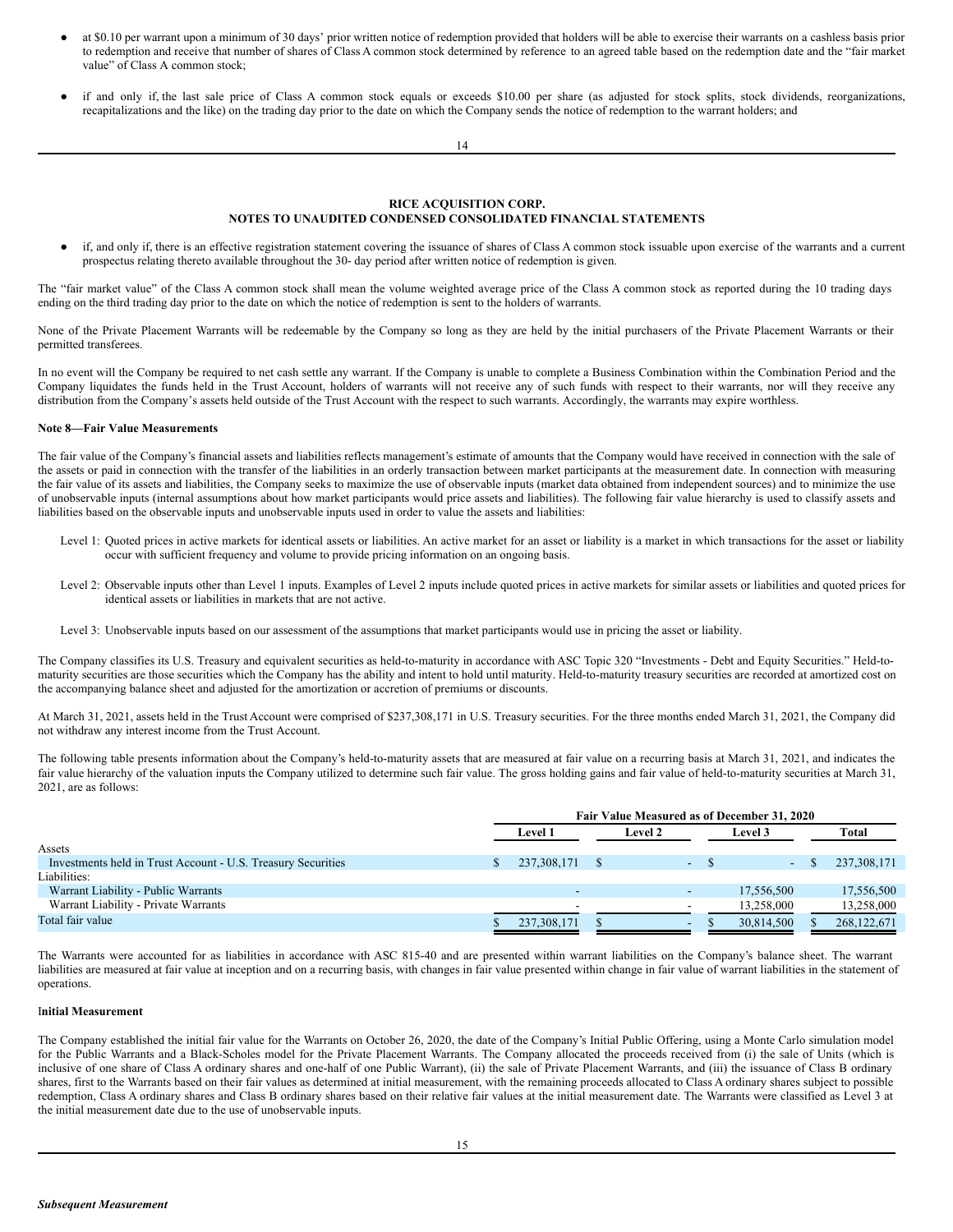- at $0.10 per warrant upon a minimum of 30 days' prior written notice of redemption provided that holders will be able to exercise their warrants on a cashless basis prior to redemption and receive that number of shares of Class A common stock determined by reference to an agreed table based on the redemption date and the "fair market value" of Class A common stock;
- if and only if, the last sale price of Class A common stock equals or exceeds $10.00 per share (as adjusted for stock splits, stock dividends, reorganizations, recapitalizations and the like) on the trading day prior to the date on which the Company sends the notice of redemption to the warrant holders; and

**RICE ACQUISITION CORP.**
**NOTES TO UNAUDITED CONDENSED CONSOLIDATED FINANCIAL STATEMENTS**

- if, and only if, there is an effective registration statement covering the issuance of shares of Class A common stock issuable upon exercise of the warrants and a current prospectus relating thereto available throughout the 30- day period after written notice of redemption is given.

The "fair market value" of the Class A common stock shall mean the volume weighted average price of the Class A common stock as reported during the 10 trading days ending on the third trading day prior to the date on which the notice of redemption is sent to the holders of warrants.

None of the Private Placement Warrants will be redeemable by the Company so long as they are held by the initial purchasers of the Private Placement Warrants or their permitted transferees.

In no event will the Company be required to net cash settle any warrant. If the Company is unable to complete a Business Combination within the Combination Period and the Company liquidates the funds held in the Trust Account, holders of warrants will not receive any of such funds with respect to their warrants, nor will they receive any distribution from the Company's assets held outside of the Trust Account with the respect to such warrants. Accordingly, the warrants may expire worthless.

**Note 8—Fair Value Measurements**

The fair value of the Company's financial assets and liabilities reflects management's estimate of amounts that the Company would have received in connection with the sale of the assets or paid in connection with the transfer of the liabilities in an orderly transaction between market participants at the measurement date. In connection with measuring the fair value of its assets and liabilities, the Company seeks to maximize the use of observable inputs (market data obtained from independent sources) and to minimize the use of unobservable inputs (internal assumptions about how market participants would price assets and liabilities). The following fair value hierarchy is used to classify assets and liabilities based on the observable inputs and unobservable inputs used in order to value the assets and liabilities:

Level 1: Quoted prices in active markets for identical assets or liabilities. An active market for an asset or liability is a market in which transactions for the asset or liability occur with sufficient frequency and volume to provide pricing information on an ongoing basis.

Level 2: Observable inputs other than Level 1 inputs. Examples of Level 2 inputs include quoted prices in active markets for similar assets or liabilities and quoted prices for identical assets or liabilities in markets that are not active.

Level 3: Unobservable inputs based on our assessment of the assumptions that market participants would use in pricing the asset or liability.

The Company classifies its U.S. Treasury and equivalent securities as held-to-maturity in accordance with ASC Topic 320 "Investments - Debt and Equity Securities." Held-to-maturity securities are those securities which the Company has the ability and intent to hold until maturity. Held-to-maturity treasury securities are recorded at amortized cost on the accompanying balance sheet and adjusted for the amortization or accretion of premiums or discounts.

At March 31, 2021, assets held in the Trust Account were comprised of $237,308,171 in U.S. Treasury securities. For the three months ended March 31, 2021, the Company did not withdraw any interest income from the Trust Account.

The following table presents information about the Company's held-to-maturity assets that are measured at fair value on a recurring basis at March 31, 2021, and indicates the fair value hierarchy of the valuation inputs the Company utilized to determine such fair value. The gross holding gains and fair value of held-to-maturity securities at March 31, 2021, are as follows:

| | Fair Value Measured as of December 31, 2020 | | | |
|---|---|---|---|---|
| | Level 1 | Level 2 | Level 3 | Total |
| Assets | | | | |
| Investments held in Trust Account - U.S. Treasury Securities | $ 237,308,171 | $ - | $ - | $ 237,308,171 |
| Liabilities: | | | | |
| Warrant Liability - Public Warrants | - | - | 17,556,500 | 17,556,500 |
| Warrant Liability - Private Warrants | - | - | 13,258,000 | 13,258,000 |
| Total fair value | $ 237,308,171 | $ - | $ 30,814,500 | $ 268,122,671 |

The Warrants were accounted for as liabilities in accordance with ASC 815-40 and are presented within warrant liabilities on the Company's balance sheet. The warrant liabilities are measured at fair value at inception and on a recurring basis, with changes in fair value presented within change in fair value of warrant liabilities in the statement of operations.

**Initial Measurement**

The Company established the initial fair value for the Warrants on October 26, 2020, the date of the Company's Initial Public Offering, using a Monte Carlo simulation model for the Public Warrants and a Black-Scholes model for the Private Placement Warrants. The Company allocated the proceeds received from (i) the sale of Units (which is inclusive of one share of Class A ordinary shares and one-half of one Public Warrant), (ii) the sale of Private Placement Warrants, and (iii) the issuance of Class B ordinary shares, first to the Warrants based on their fair values as determined at initial measurement, with the remaining proceeds allocated to Class A ordinary shares subject to possible redemption, Class A ordinary shares and Class B ordinary shares based on their relative fair values at the initial measurement date. The Warrants were classified as Level 3 at the initial measurement date due to the use of unobservable inputs.

***Subsequent Measurement***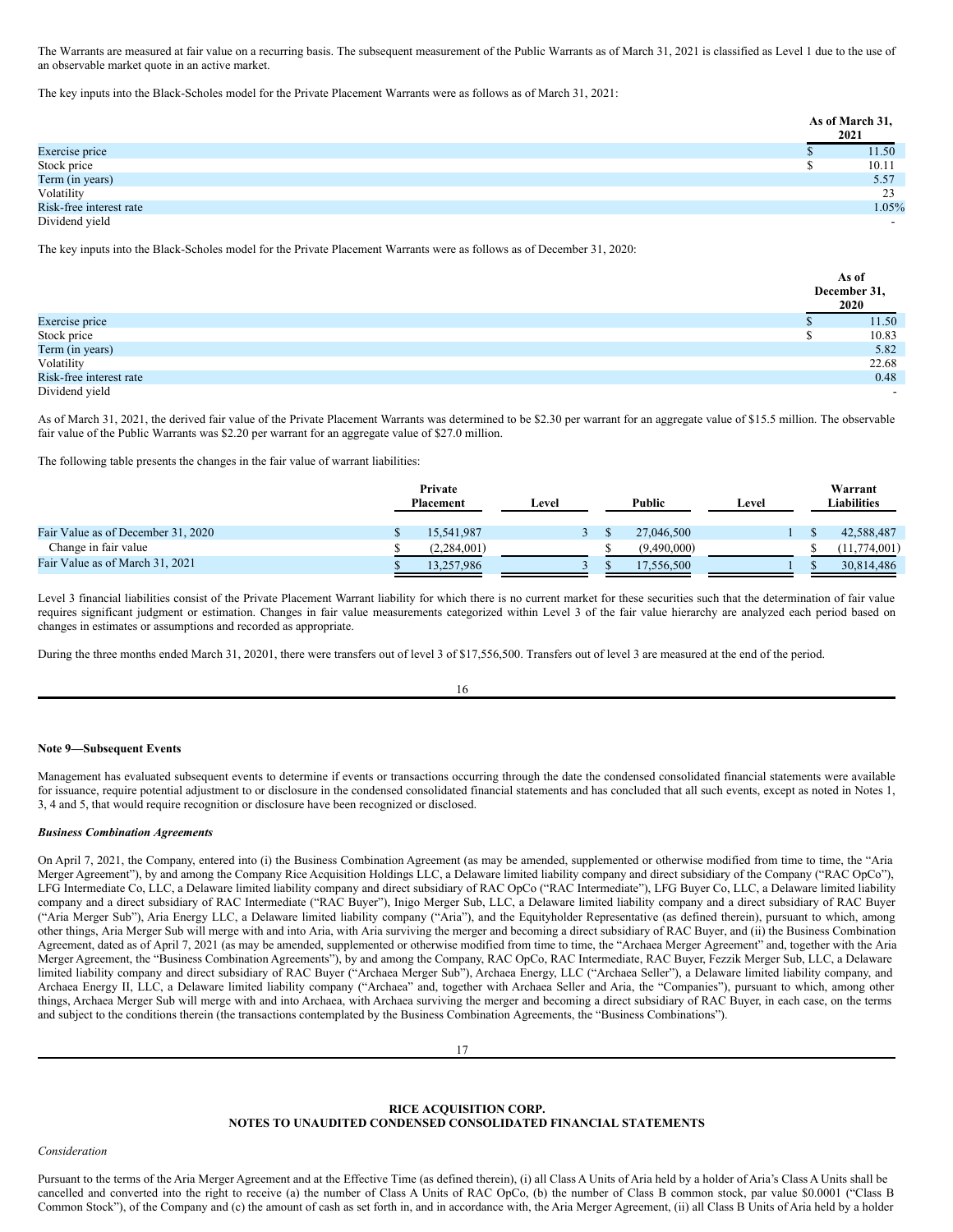The Warrants are measured at fair value on a recurring basis. The subsequent measurement of the Public Warrants as of March 31, 2021 is classified as Level 1 due to the use of an observable market quote in an active market.

The key inputs into the Black-Scholes model for the Private Placement Warrants were as follows as of March 31, 2021:

| | As of March 31, 2021 |
|---|---|
| Exercise price | $ 11.50 |
| Stock price | $ 10.11 |
| Term (in years) | 5.57 |
| Volatility | 23 |
| Risk-free interest rate | 1.05% |
| Dividend yield | - |

The key inputs into the Black-Scholes model for the Private Placement Warrants were as follows as of December 31, 2020:

| | As of December 31, 2020 |
|---|---|
| Exercise price | $ 11.50 |
| Stock price | $ 10.83 |
| Term (in years) | 5.82 |
| Volatility | 22.68 |
| Risk-free interest rate | 0.48 |
| Dividend yield | - |

As of March 31, 2021, the derived fair value of the Private Placement Warrants was determined to be $2.30 per warrant for an aggregate value of $15.5 million. The observable fair value of the Public Warrants was $2.20 per warrant for an aggregate value of $27.0 million.

The following table presents the changes in the fair value of warrant liabilities:

| | Private Placement | Level | Public | Level | Warrant Liabilities |
|---|---|---|---|---|---|
| Fair Value as of December 31, 2020 | $ 15,541,987 | 3 | $ 27,046,500 | 1 | $ 42,588,487 |
| Change in fair value | $ (2,284,001) | | $ (9,490,000) | | $ (11,774,001) |
| Fair Value as of March 31, 2021 | $ 13,257,986 | 3 | $ 17,556,500 | 1 | $ 30,814,486 |

Level 3 financial liabilities consist of the Private Placement Warrant liability for which there is no current market for these securities such that the determination of fair value requires significant judgment or estimation. Changes in fair value measurements categorized within Level 3 of the fair value hierarchy are analyzed each period based on changes in estimates or assumptions and recorded as appropriate.

During the three months ended March 31, 20201, there were transfers out of level 3 of $17,556,500. Transfers out of level 3 are measured at the end of the period.

**Note 9—Subsequent Events**

Management has evaluated subsequent events to determine if events or transactions occurring through the date the condensed consolidated financial statements were available for issuance, require potential adjustment to or disclosure in the condensed consolidated financial statements and has concluded that all such events, except as noted in Notes 1, 3, 4 and 5, that would require recognition or disclosure have been recognized or disclosed.

***Business Combination Agreements***

On April 7, 2021, the Company, entered into (i) the Business Combination Agreement (as may be amended, supplemented or otherwise modified from time to time, the "Aria Merger Agreement"), by and among the Company Rice Acquisition Holdings LLC, a Delaware limited liability company and direct subsidiary of the Company ("RAC OpCo"), LFG Intermediate Co, LLC, a Delaware limited liability company and direct subsidiary of RAC OpCo ("RAC Intermediate"), LFG Buyer Co, LLC, a Delaware limited liability company and a direct subsidiary of RAC Intermediate ("RAC Buyer"), Inigo Merger Sub, LLC, a Delaware limited liability company and a direct subsidiary of RAC Buyer ("Aria Merger Sub"), Aria Energy LLC, a Delaware limited liability company ("Aria"), and the Equityholder Representative (as defined therein), pursuant to which, among other things, Aria Merger Sub will merge with and into Aria, with Aria surviving the merger and becoming a direct subsidiary of RAC Buyer, and (ii) the Business Combination Agreement, dated as of April 7, 2021 (as may be amended, supplemented or otherwise modified from time to time, the "Archaea Merger Agreement" and, together with the Aria Merger Agreement, the "Business Combination Agreements"), by and among the Company, RAC OpCo, RAC Intermediate, RAC Buyer, Fezzik Merger Sub, LLC, a Delaware limited liability company and direct subsidiary of RAC Buyer ("Archaea Merger Sub"), Archaea Energy, LLC ("Archaea Seller"), a Delaware limited liability company, and Archaea Energy II, LLC, a Delaware limited liability company ("Archaea" and, together with Archaea Seller and Aria, the "Companies"), pursuant to which, among other things, Archaea Merger Sub will merge with and into Archaea, with Archaea surviving the merger and becoming a direct subsidiary of RAC Buyer, in each case, on the terms and subject to the conditions therein (the transactions contemplated by the Business Combination Agreements, the "Business Combinations").

**RICE ACQUISITION CORP.**
**NOTES TO UNAUDITED CONDENSED CONSOLIDATED FINANCIAL STATEMENTS**

*Consideration*

Pursuant to the terms of the Aria Merger Agreement and at the Effective Time (as defined therein), (i) all Class A Units of Aria held by a holder of Aria's Class A Units shall be cancelled and converted into the right to receive (a) the number of Class A Units of RAC OpCo, (b) the number of Class B common stock, par value $0.0001 ("Class B Common Stock"), of the Company and (c) the amount of cash as set forth in, and in accordance with, the Aria Merger Agreement, (ii) all Class B Units of Aria held by a holder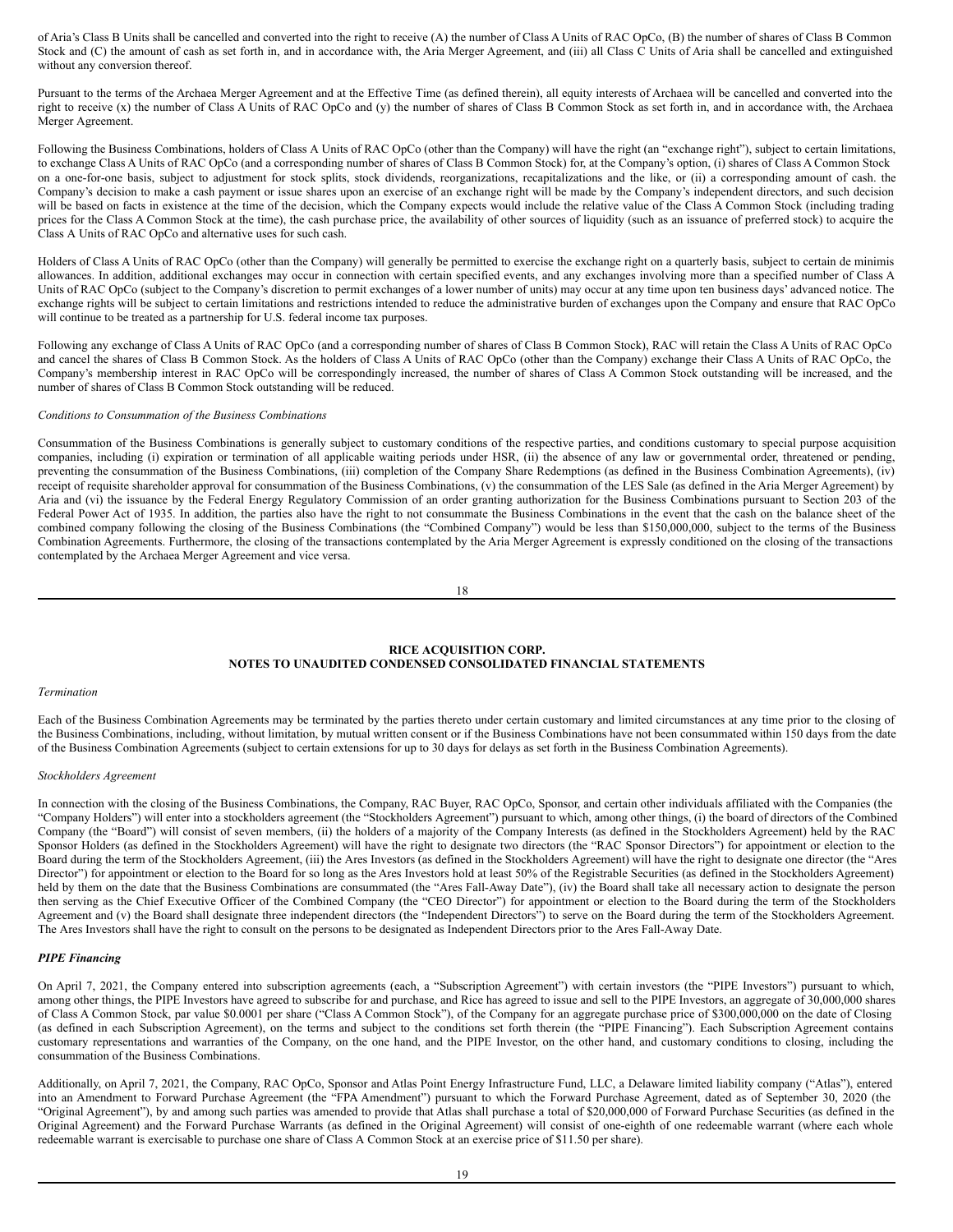of Aria's Class B Units shall be cancelled and converted into the right to receive (A) the number of Class A Units of RAC OpCo, (B) the number of shares of Class B Common Stock and (C) the amount of cash as set forth in, and in accordance with, the Aria Merger Agreement, and (iii) all Class C Units of Aria shall be cancelled and extinguished without any conversion thereof.

Pursuant to the terms of the Archaea Merger Agreement and at the Effective Time (as defined therein), all equity interests of Archaea will be cancelled and converted into the right to receive (x) the number of Class A Units of RAC OpCo and (y) the number of shares of Class B Common Stock as set forth in, and in accordance with, the Archaea Merger Agreement.

Following the Business Combinations, holders of Class A Units of RAC OpCo (other than the Company) will have the right (an "exchange right"), subject to certain limitations, to exchange Class A Units of RAC OpCo (and a corresponding number of shares of Class B Common Stock) for, at the Company's option, (i) shares of Class A Common Stock on a one-for-one basis, subject to adjustment for stock splits, stock dividends, reorganizations, recapitalizations and the like, or (ii) a corresponding amount of cash. the Company's decision to make a cash payment or issue shares upon an exercise of an exchange right will be made by the Company's independent directors, and such decision will be based on facts in existence at the time of the decision, which the Company expects would include the relative value of the Class A Common Stock (including trading prices for the Class A Common Stock at the time), the cash purchase price, the availability of other sources of liquidity (such as an issuance of preferred stock) to acquire the Class A Units of RAC OpCo and alternative uses for such cash.

Holders of Class A Units of RAC OpCo (other than the Company) will generally be permitted to exercise the exchange right on a quarterly basis, subject to certain de minimis allowances. In addition, additional exchanges may occur in connection with certain specified events, and any exchanges involving more than a specified number of Class A Units of RAC OpCo (subject to the Company's discretion to permit exchanges of a lower number of units) may occur at any time upon ten business days' advanced notice. The exchange rights will be subject to certain limitations and restrictions intended to reduce the administrative burden of exchanges upon the Company and ensure that RAC OpCo will continue to be treated as a partnership for U.S. federal income tax purposes.

Following any exchange of Class A Units of RAC OpCo (and a corresponding number of shares of Class B Common Stock), RAC will retain the Class A Units of RAC OpCo and cancel the shares of Class B Common Stock. As the holders of Class A Units of RAC OpCo (other than the Company) exchange their Class A Units of RAC OpCo, the Company's membership interest in RAC OpCo will be correspondingly increased, the number of shares of Class A Common Stock outstanding will be increased, and the number of shares of Class B Common Stock outstanding will be reduced.

*Conditions to Consummation of the Business Combinations*

Consummation of the Business Combinations is generally subject to customary conditions of the respective parties, and conditions customary to special purpose acquisition companies, including (i) expiration or termination of all applicable waiting periods under HSR, (ii) the absence of any law or governmental order, threatened or pending, preventing the consummation of the Business Combinations, (iii) completion of the Company Share Redemptions (as defined in the Business Combination Agreements), (iv) receipt of requisite shareholder approval for consummation of the Business Combinations, (v) the consummation of the LES Sale (as defined in the Aria Merger Agreement) by Aria and (vi) the issuance by the Federal Energy Regulatory Commission of an order granting authorization for the Business Combinations pursuant to Section 203 of the Federal Power Act of 1935. In addition, the parties also have the right to not consummate the Business Combinations in the event that the cash on the balance sheet of the combined company following the closing of the Business Combinations (the "Combined Company") would be less than $150,000,000, subject to the terms of the Business Combination Agreements. Furthermore, the closing of the transactions contemplated by the Aria Merger Agreement is expressly conditioned on the closing of the transactions contemplated by the Archaea Merger Agreement and vice versa.

**RICE ACQUISITION CORP.**
**NOTES TO UNAUDITED CONDENSED CONSOLIDATED FINANCIAL STATEMENTS**

*Termination*

Each of the Business Combination Agreements may be terminated by the parties thereto under certain customary and limited circumstances at any time prior to the closing of the Business Combinations, including, without limitation, by mutual written consent or if the Business Combinations have not been consummated within 150 days from the date of the Business Combination Agreements (subject to certain extensions for up to 30 days for delays as set forth in the Business Combination Agreements).

*Stockholders Agreement*

In connection with the closing of the Business Combinations, the Company, RAC Buyer, RAC OpCo, Sponsor, and certain other individuals affiliated with the Companies (the "Company Holders") will enter into a stockholders agreement (the "Stockholders Agreement") pursuant to which, among other things, (i) the board of directors of the Combined Company (the "Board") will consist of seven members, (ii) the holders of a majority of the Company Interests (as defined in the Stockholders Agreement) held by the RAC Sponsor Holders (as defined in the Stockholders Agreement) will have the right to designate two directors (the "RAC Sponsor Directors") for appointment or election to the Board during the term of the Stockholders Agreement, (iii) the Ares Investors (as defined in the Stockholders Agreement) will have the right to designate one director (the "Ares Director") for appointment or election to the Board for so long as the Ares Investors hold at least 50% of the Registrable Securities (as defined in the Stockholders Agreement) held by them on the date that the Business Combinations are consummated (the "Ares Fall-Away Date"), (iv) the Board shall take all necessary action to designate the person then serving as the Chief Executive Officer of the Combined Company (the "CEO Director") for appointment or election to the Board during the term of the Stockholders Agreement and (v) the Board shall designate three independent directors (the "Independent Directors") to serve on the Board during the term of the Stockholders Agreement. The Ares Investors shall have the right to consult on the persons to be designated as Independent Directors prior to the Ares Fall-Away Date.

***PIPE Financing***

On April 7, 2021, the Company entered into subscription agreements (each, a "Subscription Agreement") with certain investors (the "PIPE Investors") pursuant to which, among other things, the PIPE Investors have agreed to subscribe for and purchase, and Rice has agreed to issue and sell to the PIPE Investors, an aggregate of 30,000,000 shares of Class A Common Stock, par value $0.0001 per share ("Class A Common Stock"), of the Company for an aggregate purchase price of $300,000,000 on the date of Closing (as defined in each Subscription Agreement), on the terms and subject to the conditions set forth therein (the "PIPE Financing"). Each Subscription Agreement contains customary representations and warranties of the Company, on the one hand, and the PIPE Investor, on the other hand, and customary conditions to closing, including the consummation of the Business Combinations.

Additionally, on April 7, 2021, the Company, RAC OpCo, Sponsor and Atlas Point Energy Infrastructure Fund, LLC, a Delaware limited liability company ("Atlas"), entered into an Amendment to Forward Purchase Agreement (the "FPA Amendment") pursuant to which the Forward Purchase Agreement, dated as of September 30, 2020 (the "Original Agreement"), by and among such parties was amended to provide that Atlas shall purchase a total of $20,000,000 of Forward Purchase Securities (as defined in the Original Agreement) and the Forward Purchase Warrants (as defined in the Original Agreement) will consist of one-eighth of one redeemable warrant (where each whole redeemable warrant is exercisable to purchase one share of Class A Common Stock at an exercise price of $11.50 per share).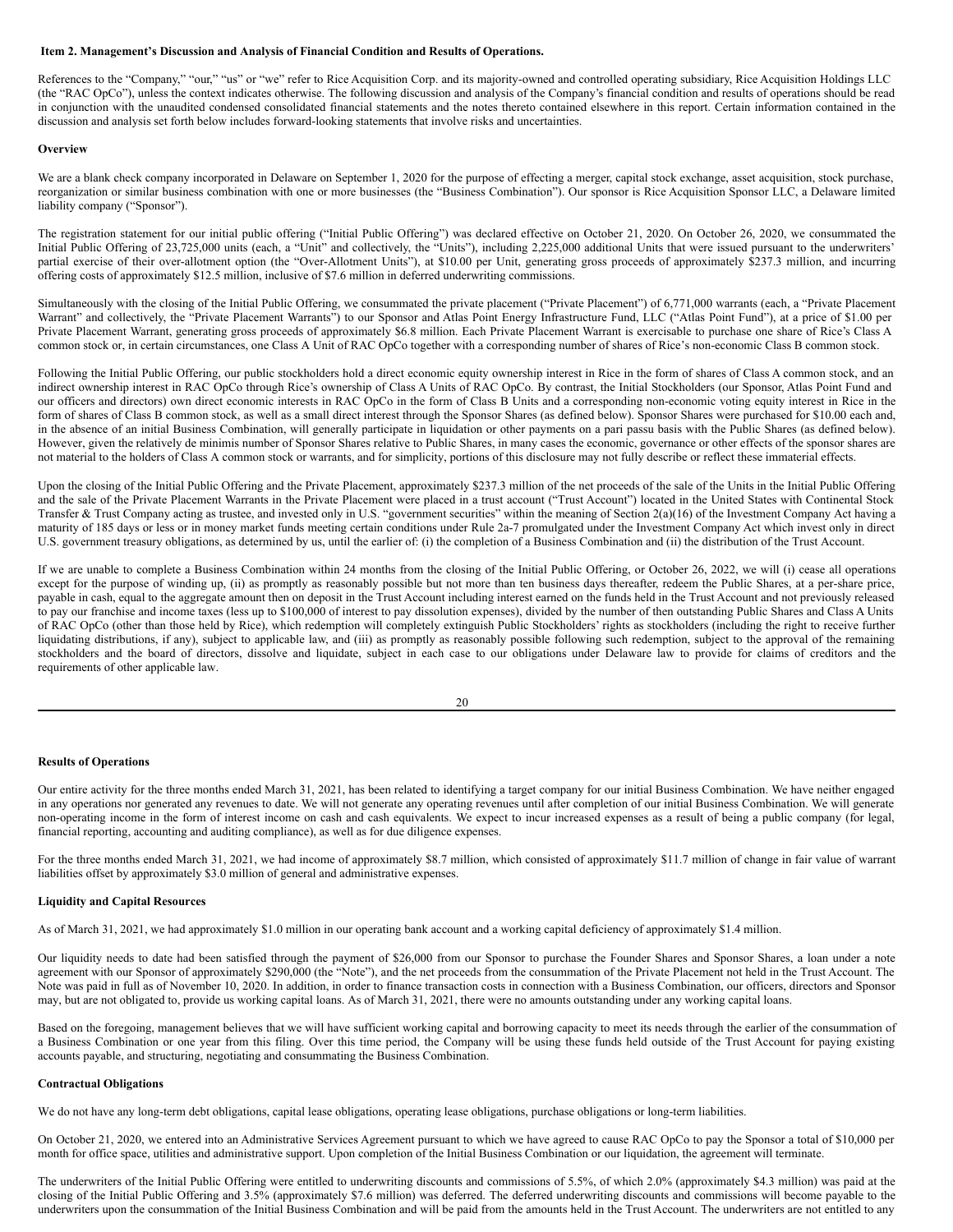### Item 2. Management's Discussion and Analysis of Financial Condition and Results of Operations.

References to the "Company," "our," "us" or "we" refer to Rice Acquisition Corp. and its majority-owned and controlled operating subsidiary, Rice Acquisition Holdings LLC (the "RAC OpCo"), unless the context indicates otherwise. The following discussion and analysis of the Company's financial condition and results of operations should be read in conjunction with the unaudited condensed consolidated financial statements and the notes thereto contained elsewhere in this report. Certain information contained in the discussion and analysis set forth below includes forward-looking statements that involve risks and uncertainties.

#### Overview

We are a blank check company incorporated in Delaware on September 1, 2020 for the purpose of effecting a merger, capital stock exchange, asset acquisition, stock purchase, reorganization or similar business combination with one or more businesses (the "Business Combination"). Our sponsor is Rice Acquisition Sponsor LLC, a Delaware limited liability company ("Sponsor").

The registration statement for our initial public offering ("Initial Public Offering") was declared effective on October 21, 2020. On October 26, 2020, we consummated the Initial Public Offering of 23,725,000 units (each, a "Unit" and collectively, the "Units"), including 2,225,000 additional Units that were issued pursuant to the underwriters' partial exercise of their over-allotment option (the "Over-Allotment Units"), at $10.00 per Unit, generating gross proceeds of approximately $237.3 million, and incurring offering costs of approximately $12.5 million, inclusive of $7.6 million in deferred underwriting commissions.

Simultaneously with the closing of the Initial Public Offering, we consummated the private placement ("Private Placement") of 6,771,000 warrants (each, a "Private Placement Warrant" and collectively, the "Private Placement Warrants") to our Sponsor and Atlas Point Energy Infrastructure Fund, LLC ("Atlas Point Fund"), at a price of $1.00 per Private Placement Warrant, generating gross proceeds of approximately $6.8 million. Each Private Placement Warrant is exercisable to purchase one share of Rice's Class A common stock or, in certain circumstances, one Class A Unit of RAC OpCo together with a corresponding number of shares of Rice's non-economic Class B common stock.

Following the Initial Public Offering, our public stockholders hold a direct economic equity ownership interest in Rice in the form of shares of Class A common stock, and an indirect ownership interest in RAC OpCo through Rice's ownership of Class A Units of RAC OpCo. By contrast, the Initial Stockholders (our Sponsor, Atlas Point Fund and our officers and directors) own direct economic interests in RAC OpCo in the form of Class B Units and a corresponding non-economic voting equity interest in Rice in the form of shares of Class B common stock, as well as a small direct interest through the Sponsor Shares (as defined below). Sponsor Shares were purchased for $10.00 each and, in the absence of an initial Business Combination, will generally participate in liquidation or other payments on a pari passu basis with the Public Shares (as defined below). However, given the relatively de minimis number of Sponsor Shares relative to Public Shares, in many cases the economic, governance or other effects of the sponsor shares are not material to the holders of Class A common stock or warrants, and for simplicity, portions of this disclosure may not fully describe or reflect these immaterial effects.

Upon the closing of the Initial Public Offering and the Private Placement, approximately $237.3 million of the net proceeds of the sale of the Units in the Initial Public Offering and the sale of the Private Placement Warrants in the Private Placement were placed in a trust account ("Trust Account") located in the United States with Continental Stock Transfer & Trust Company acting as trustee, and invested only in U.S. "government securities" within the meaning of Section 2(a)(16) of the Investment Company Act having a maturity of 185 days or less or in money market funds meeting certain conditions under Rule 2a-7 promulgated under the Investment Company Act which invest only in direct U.S. government treasury obligations, as determined by us, until the earlier of: (i) the completion of a Business Combination and (ii) the distribution of the Trust Account.

If we are unable to complete a Business Combination within 24 months from the closing of the Initial Public Offering, or October 26, 2022, we will (i) cease all operations except for the purpose of winding up, (ii) as promptly as reasonably possible but not more than ten business days thereafter, redeem the Public Shares, at a per-share price, payable in cash, equal to the aggregate amount then on deposit in the Trust Account including interest earned on the funds held in the Trust Account and not previously released to pay our franchise and income taxes (less up to $100,000 of interest to pay dissolution expenses), divided by the number of then outstanding Public Shares and Class A Units of RAC OpCo (other than those held by Rice), which redemption will completely extinguish Public Stockholders' rights as stockholders (including the right to receive further liquidating distributions, if any), subject to applicable law, and (iii) as promptly as reasonably possible following such redemption, subject to the approval of the remaining stockholders and the board of directors, dissolve and liquidate, subject in each case to our obligations under Delaware law to provide for claims of creditors and the requirements of other applicable law.

#### Results of Operations

Our entire activity for the three months ended March 31, 2021, has been related to identifying a target company for our initial Business Combination. We have neither engaged in any operations nor generated any revenues to date. We will not generate any operating revenues until after completion of our initial Business Combination. We will generate non-operating income in the form of interest income on cash and cash equivalents. We expect to incur increased expenses as a result of being a public company (for legal, financial reporting, accounting and auditing compliance), as well as for due diligence expenses.

For the three months ended March 31, 2021, we had income of approximately $8.7 million, which consisted of approximately $11.7 million of change in fair value of warrant liabilities offset by approximately $3.0 million of general and administrative expenses.

#### Liquidity and Capital Resources

As of March 31, 2021, we had approximately $1.0 million in our operating bank account and a working capital deficiency of approximately $1.4 million.

Our liquidity needs to date had been satisfied through the payment of $26,000 from our Sponsor to purchase the Founder Shares and Sponsor Shares, a loan under a note agreement with our Sponsor of approximately $290,000 (the "Note"), and the net proceeds from the consummation of the Private Placement not held in the Trust Account. The Note was paid in full as of November 10, 2020. In addition, in order to finance transaction costs in connection with a Business Combination, our officers, directors and Sponsor may, but are not obligated to, provide us working capital loans. As of March 31, 2021, there were no amounts outstanding under any working capital loans.

Based on the foregoing, management believes that we will have sufficient working capital and borrowing capacity to meet its needs through the earlier of the consummation of a Business Combination or one year from this filing. Over this time period, the Company will be using these funds held outside of the Trust Account for paying existing accounts payable, and structuring, negotiating and consummating the Business Combination.

#### Contractual Obligations

We do not have any long-term debt obligations, capital lease obligations, operating lease obligations, purchase obligations or long-term liabilities.

On October 21, 2020, we entered into an Administrative Services Agreement pursuant to which we have agreed to cause RAC OpCo to pay the Sponsor a total of $10,000 per month for office space, utilities and administrative support. Upon completion of the Initial Business Combination or our liquidation, the agreement will terminate.

The underwriters of the Initial Public Offering were entitled to underwriting discounts and commissions of 5.5%, of which 2.0% (approximately $4.3 million) was paid at the closing of the Initial Public Offering and 3.5% (approximately $7.6 million) was deferred. The deferred underwriting discounts and commissions will become payable to the underwriters upon the consummation of the Initial Business Combination and will be paid from the amounts held in the Trust Account. The underwriters are not entitled to any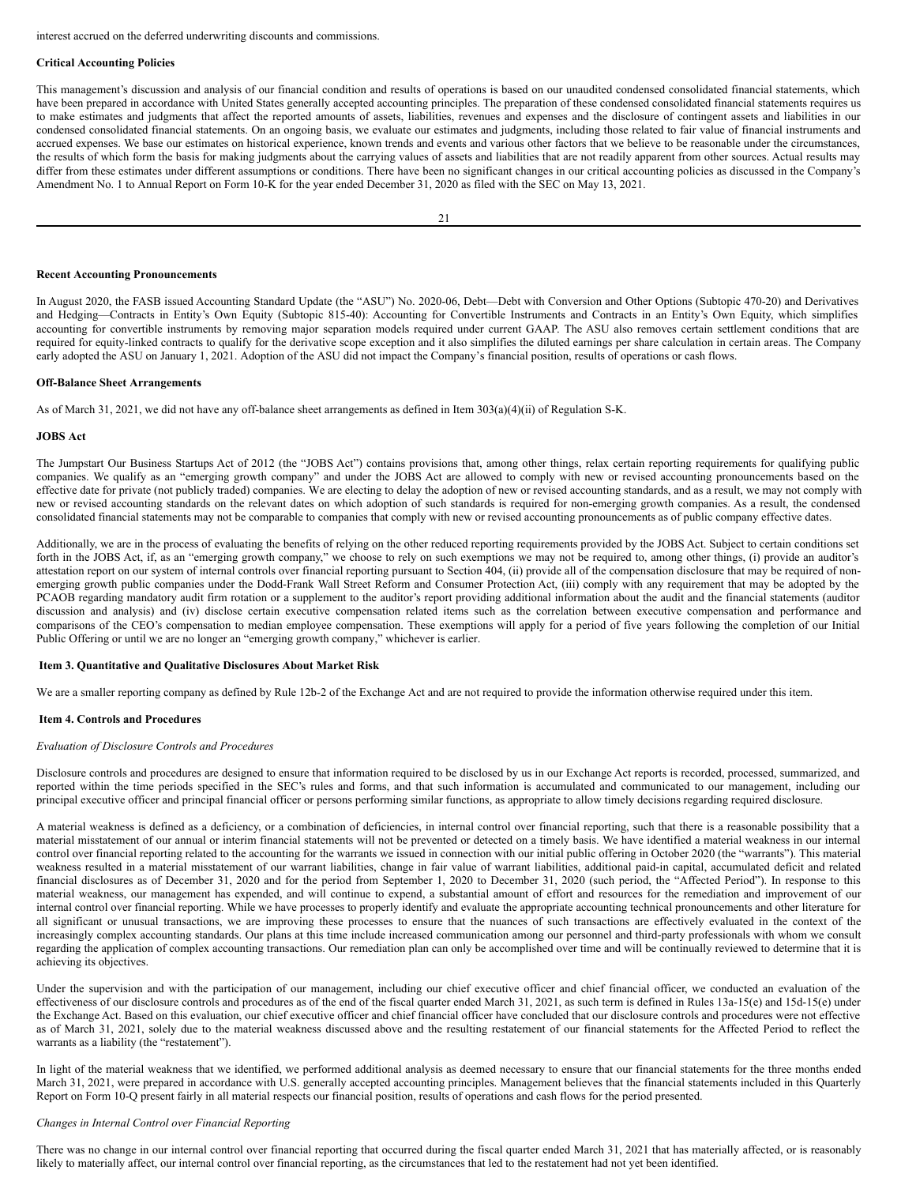interest accrued on the deferred underwriting discounts and commissions.

**Critical Accounting Policies**

This management's discussion and analysis of our financial condition and results of operations is based on our unaudited condensed consolidated financial statements, which have been prepared in accordance with United States generally accepted accounting principles. The preparation of these condensed consolidated financial statements requires us to make estimates and judgments that affect the reported amounts of assets, liabilities, revenues and expenses and the disclosure of contingent assets and liabilities in our condensed consolidated financial statements. On an ongoing basis, we evaluate our estimates and judgments, including those related to fair value of financial instruments and accrued expenses. We base our estimates on historical experience, known trends and events and various other factors that we believe to be reasonable under the circumstances, the results of which form the basis for making judgments about the carrying values of assets and liabilities that are not readily apparent from other sources. Actual results may differ from these estimates under different assumptions or conditions. There have been no significant changes in our critical accounting policies as discussed in the Company's Amendment No. 1 to Annual Report on Form 10-K for the year ended December 31, 2020 as filed with the SEC on May 13, 2021.

**Recent Accounting Pronouncements**

In August 2020, the FASB issued Accounting Standard Update (the "ASU") No. 2020-06, Debt—Debt with Conversion and Other Options (Subtopic 470-20) and Derivatives and Hedging—Contracts in Entity's Own Equity (Subtopic 815-40): Accounting for Convertible Instruments and Contracts in an Entity's Own Equity, which simplifies accounting for convertible instruments by removing major separation models required under current GAAP. The ASU also removes certain settlement conditions that are required for equity-linked contracts to qualify for the derivative scope exception and it also simplifies the diluted earnings per share calculation in certain areas. The Company early adopted the ASU on January 1, 2021. Adoption of the ASU did not impact the Company's financial position, results of operations or cash flows.

**Off-Balance Sheet Arrangements**

As of March 31, 2021, we did not have any off-balance sheet arrangements as defined in Item 303(a)(4)(ii) of Regulation S-K.

**JOBS Act**

The Jumpstart Our Business Startups Act of 2012 (the "JOBS Act") contains provisions that, among other things, relax certain reporting requirements for qualifying public companies. We qualify as an "emerging growth company" and under the JOBS Act are allowed to comply with new or revised accounting pronouncements based on the effective date for private (not publicly traded) companies. We are electing to delay the adoption of new or revised accounting standards, and as a result, we may not comply with new or revised accounting standards on the relevant dates on which adoption of such standards is required for non-emerging growth companies. As a result, the condensed consolidated financial statements may not be comparable to companies that comply with new or revised accounting pronouncements as of public company effective dates.

Additionally, we are in the process of evaluating the benefits of relying on the other reduced reporting requirements provided by the JOBS Act. Subject to certain conditions set forth in the JOBS Act, if, as an "emerging growth company," we choose to rely on such exemptions we may not be required to, among other things, (i) provide an auditor's attestation report on our system of internal controls over financial reporting pursuant to Section 404, (ii) provide all of the compensation disclosure that may be required of non-emerging growth public companies under the Dodd-Frank Wall Street Reform and Consumer Protection Act, (iii) comply with any requirement that may be adopted by the PCAOB regarding mandatory audit firm rotation or a supplement to the auditor's report providing additional information about the audit and the financial statements (auditor discussion and analysis) and (iv) disclose certain executive compensation related items such as the correlation between executive compensation and performance and comparisons of the CEO's compensation to median employee compensation. These exemptions will apply for a period of five years following the completion of our Initial Public Offering or until we are no longer an "emerging growth company," whichever is earlier.

**Item 3. Quantitative and Qualitative Disclosures About Market Risk**

We are a smaller reporting company as defined by Rule 12b-2 of the Exchange Act and are not required to provide the information otherwise required under this item.

**Item 4. Controls and Procedures**

*Evaluation of Disclosure Controls and Procedures*

Disclosure controls and procedures are designed to ensure that information required to be disclosed by us in our Exchange Act reports is recorded, processed, summarized, and reported within the time periods specified in the SEC's rules and forms, and that such information is accumulated and communicated to our management, including our principal executive officer and principal financial officer or persons performing similar functions, as appropriate to allow timely decisions regarding required disclosure.

A material weakness is defined as a deficiency, or a combination of deficiencies, in internal control over financial reporting, such that there is a reasonable possibility that a material misstatement of our annual or interim financial statements will not be prevented or detected on a timely basis. We have identified a material weakness in our internal control over financial reporting related to the accounting for the warrants we issued in connection with our initial public offering in October 2020 (the "warrants"). This material weakness resulted in a material misstatement of our warrant liabilities, change in fair value of warrant liabilities, additional paid-in capital, accumulated deficit and related financial disclosures as of December 31, 2020 and for the period from September 1, 2020 to December 31, 2020 (such period, the "Affected Period"). In response to this material weakness, our management has expended, and will continue to expend, a substantial amount of effort and resources for the remediation and improvement of our internal control over financial reporting. While we have processes to properly identify and evaluate the appropriate accounting technical pronouncements and other literature for all significant or unusual transactions, we are improving these processes to ensure that the nuances of such transactions are effectively evaluated in the context of the increasingly complex accounting standards. Our plans at this time include increased communication among our personnel and third-party professionals with whom we consult regarding the application of complex accounting transactions. Our remediation plan can only be accomplished over time and will be continually reviewed to determine that it is achieving its objectives.

Under the supervision and with the participation of our management, including our chief executive officer and chief financial officer, we conducted an evaluation of the effectiveness of our disclosure controls and procedures as of the end of the fiscal quarter ended March 31, 2021, as such term is defined in Rules 13a-15(e) and 15d-15(e) under the Exchange Act. Based on this evaluation, our chief executive officer and chief financial officer have concluded that our disclosure controls and procedures were not effective as of March 31, 2021, solely due to the material weakness discussed above and the resulting restatement of our financial statements for the Affected Period to reflect the warrants as a liability (the "restatement").

In light of the material weakness that we identified, we performed additional analysis as deemed necessary to ensure that our financial statements for the three months ended March 31, 2021, were prepared in accordance with U.S. generally accepted accounting principles. Management believes that the financial statements included in this Quarterly Report on Form 10-Q present fairly in all material respects our financial position, results of operations and cash flows for the period presented.

*Changes in Internal Control over Financial Reporting*

There was no change in our internal control over financial reporting that occurred during the fiscal quarter ended March 31, 2021 that has materially affected, or is reasonably likely to materially affect, our internal control over financial reporting, as the circumstances that led to the restatement had not yet been identified.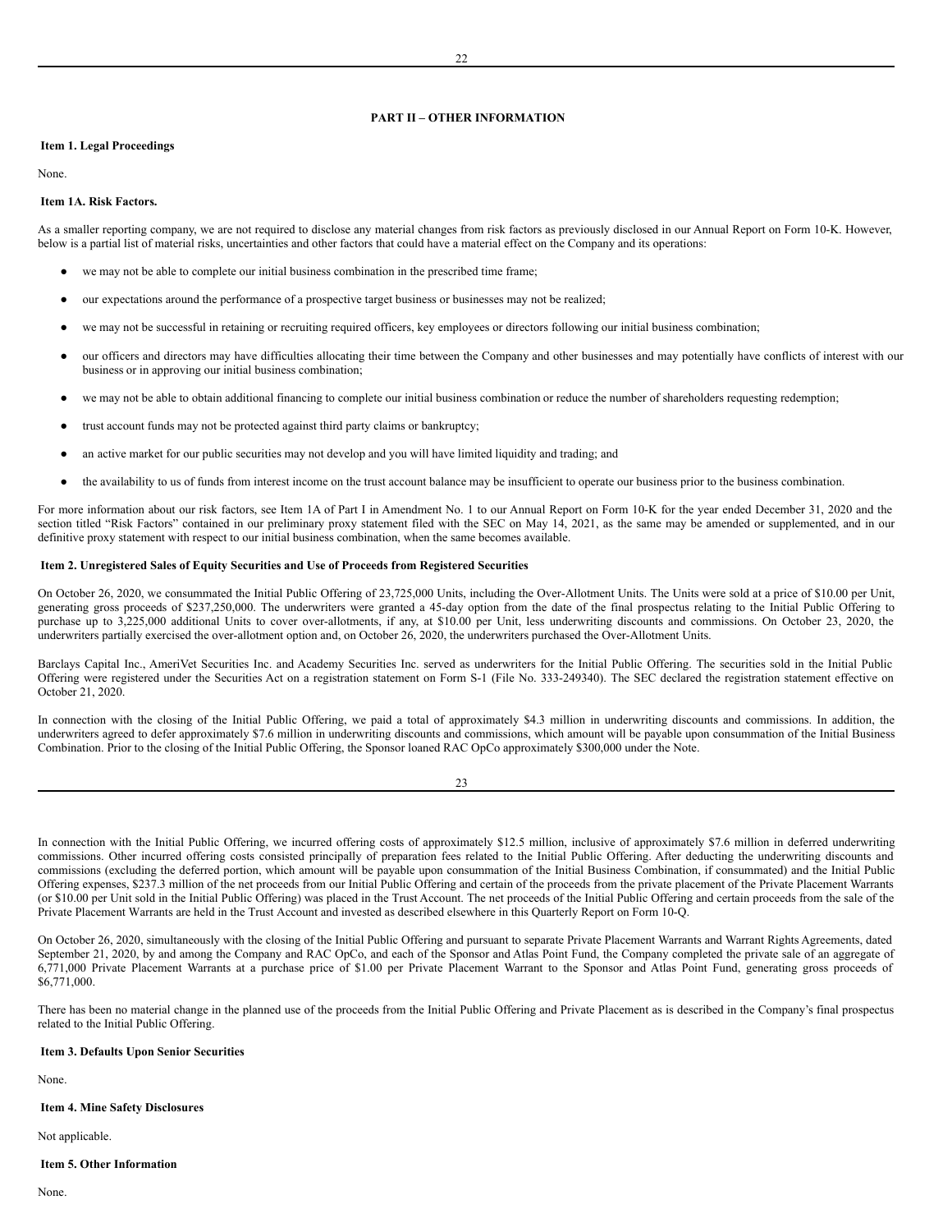## PART II – OTHER INFORMATION

### Item 1. Legal Proceedings

None.

### Item 1A. Risk Factors.

As a smaller reporting company, we are not required to disclose any material changes from risk factors as previously disclosed in our Annual Report on Form 10-K. However, below is a partial list of material risks, uncertainties and other factors that could have a material effect on the Company and its operations:

- we may not be able to complete our initial business combination in the prescribed time frame;
- our expectations around the performance of a prospective target business or businesses may not be realized;
- we may not be successful in retaining or recruiting required officers, key employees or directors following our initial business combination;
- our officers and directors may have difficulties allocating their time between the Company and other businesses and may potentially have conflicts of interest with our business or in approving our initial business combination;
- we may not be able to obtain additional financing to complete our initial business combination or reduce the number of shareholders requesting redemption;
- trust account funds may not be protected against third party claims or bankruptcy;
- an active market for our public securities may not develop and you will have limited liquidity and trading; and
- the availability to us of funds from interest income on the trust account balance may be insufficient to operate our business prior to the business combination.

For more information about our risk factors, see Item 1A of Part I in Amendment No. 1 to our Annual Report on Form 10-K for the year ended December 31, 2020 and the section titled "Risk Factors" contained in our preliminary proxy statement filed with the SEC on May 14, 2021, as the same may be amended or supplemented, and in our definitive proxy statement with respect to our initial business combination, when the same becomes available.

### Item 2. Unregistered Sales of Equity Securities and Use of Proceeds from Registered Securities

On October 26, 2020, we consummated the Initial Public Offering of 23,725,000 Units, including the Over-Allotment Units. The Units were sold at a price of $10.00 per Unit, generating gross proceeds of $237,250,000. The underwriters were granted a 45-day option from the date of the final prospectus relating to the Initial Public Offering to purchase up to 3,225,000 additional Units to cover over-allotments, if any, at $10.00 per Unit, less underwriting discounts and commissions. On October 23, 2020, the underwriters partially exercised the over-allotment option and, on October 26, 2020, the underwriters purchased the Over-Allotment Units.

Barclays Capital Inc., AmeriVet Securities Inc. and Academy Securities Inc. served as underwriters for the Initial Public Offering. The securities sold in the Initial Public Offering were registered under the Securities Act on a registration statement on Form S-1 (File No. 333-249340). The SEC declared the registration statement effective on October 21, 2020.

In connection with the closing of the Initial Public Offering, we paid a total of approximately $4.3 million in underwriting discounts and commissions. In addition, the underwriters agreed to defer approximately $7.6 million in underwriting discounts and commissions, which amount will be payable upon consummation of the Initial Business Combination. Prior to the closing of the Initial Public Offering, the Sponsor loaned RAC OpCo approximately $300,000 under the Note.

In connection with the Initial Public Offering, we incurred offering costs of approximately $12.5 million, inclusive of approximately $7.6 million in deferred underwriting commissions. Other incurred offering costs consisted principally of preparation fees related to the Initial Public Offering. After deducting the underwriting discounts and commissions (excluding the deferred portion, which amount will be payable upon consummation of the Initial Business Combination, if consummated) and the Initial Public Offering expenses, $237.3 million of the net proceeds from our Initial Public Offering and certain of the proceeds from the private placement of the Private Placement Warrants (or $10.00 per Unit sold in the Initial Public Offering) was placed in the Trust Account. The net proceeds of the Initial Public Offering and certain proceeds from the sale of the Private Placement Warrants are held in the Trust Account and invested as described elsewhere in this Quarterly Report on Form 10-Q.

On October 26, 2020, simultaneously with the closing of the Initial Public Offering and pursuant to separate Private Placement Warrants and Warrant Rights Agreements, dated September 21, 2020, by and among the Company and RAC OpCo, and each of the Sponsor and Atlas Point Fund, the Company completed the private sale of an aggregate of 6,771,000 Private Placement Warrants at a purchase price of $1.00 per Private Placement Warrant to the Sponsor and Atlas Point Fund, generating gross proceeds of $6,771,000.

There has been no material change in the planned use of the proceeds from the Initial Public Offering and Private Placement as is described in the Company's final prospectus related to the Initial Public Offering.

### Item 3. Defaults Upon Senior Securities

None.

### Item 4. Mine Safety Disclosures

Not applicable.

### Item 5. Other Information

None.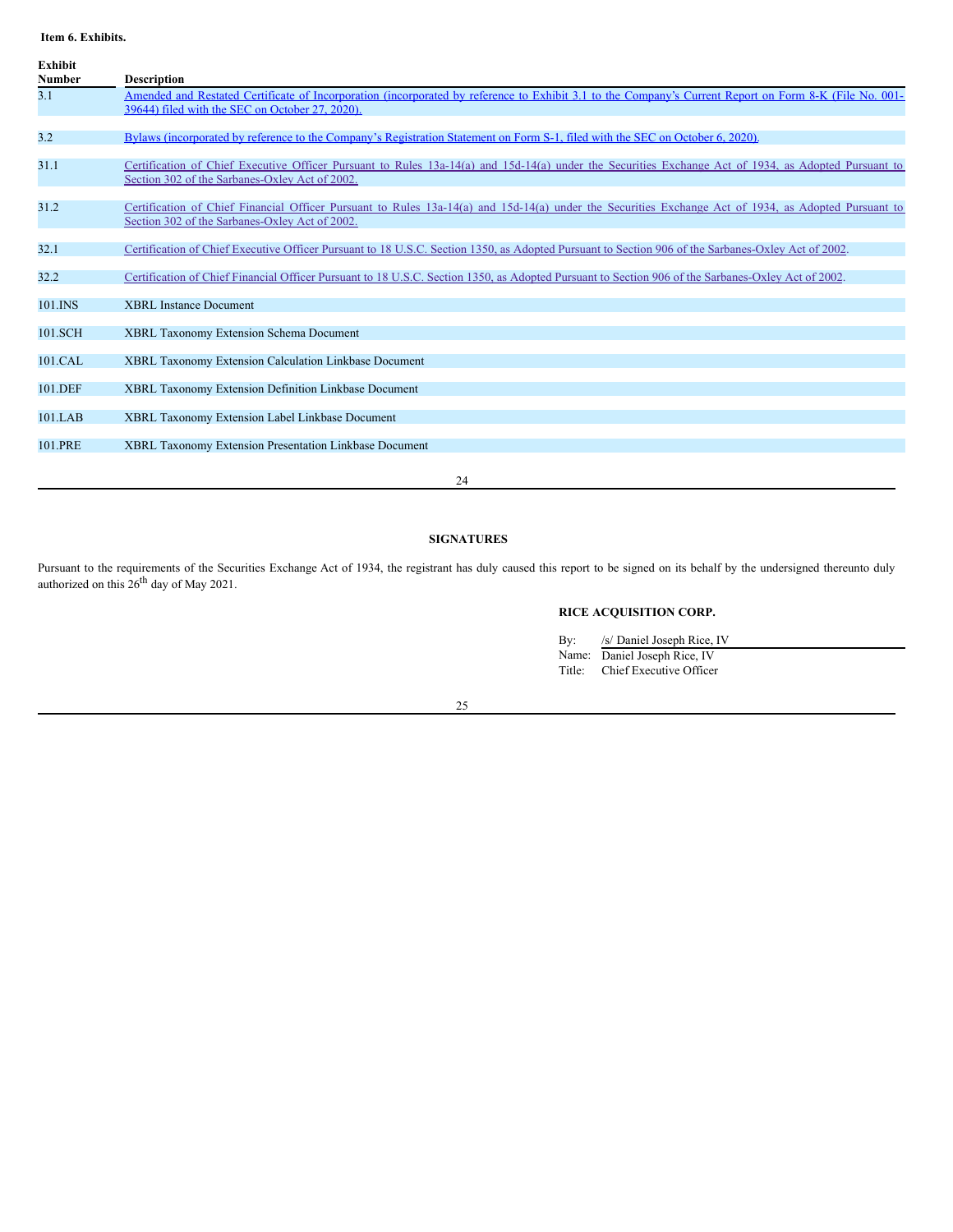**Item 6. Exhibits.**

| Exhibit Number | Description |
|---|---|
| 3.1 | Amended and Restated Certificate of Incorporation (incorporated by reference to Exhibit 3.1 to the Company's Current Report on Form 8-K (File No. 001-39644) filed with the SEC on October 27, 2020). |
| 3.2 | Bylaws (incorporated by reference to the Company's Registration Statement on Form S-1, filed with the SEC on October 6, 2020). |
| 31.1 | Certification of Chief Executive Officer Pursuant to Rules 13a-14(a) and 15d-14(a) under the Securities Exchange Act of 1934, as Adopted Pursuant to Section 302 of the Sarbanes-Oxley Act of 2002. |
| 31.2 | Certification of Chief Financial Officer Pursuant to Rules 13a-14(a) and 15d-14(a) under the Securities Exchange Act of 1934, as Adopted Pursuant to Section 302 of the Sarbanes-Oxley Act of 2002. |
| 32.1 | Certification of Chief Executive Officer Pursuant to 18 U.S.C. Section 1350, as Adopted Pursuant to Section 906 of the Sarbanes-Oxley Act of 2002. |
| 32.2 | Certification of Chief Financial Officer Pursuant to 18 U.S.C. Section 1350, as Adopted Pursuant to Section 906 of the Sarbanes-Oxley Act of 2002. |
| 101.INS | XBRL Instance Document |
| 101.SCH | XBRL Taxonomy Extension Schema Document |
| 101.CAL | XBRL Taxonomy Extension Calculation Linkbase Document |
| 101.DEF | XBRL Taxonomy Extension Definition Linkbase Document |
| 101.LAB | XBRL Taxonomy Extension Label Linkbase Document |
| 101.PRE | XBRL Taxonomy Extension Presentation Linkbase Document |

**SIGNATURES**

Pursuant to the requirements of the Securities Exchange Act of 1934, the registrant has duly caused this report to be signed on its behalf by the undersigned thereunto duly authorized on this 26th day of May 2021.

**RICE ACQUISITION CORP.**

By: /s/ Daniel Joseph Rice, IV
Name: Daniel Joseph Rice, IV
Title: Chief Executive Officer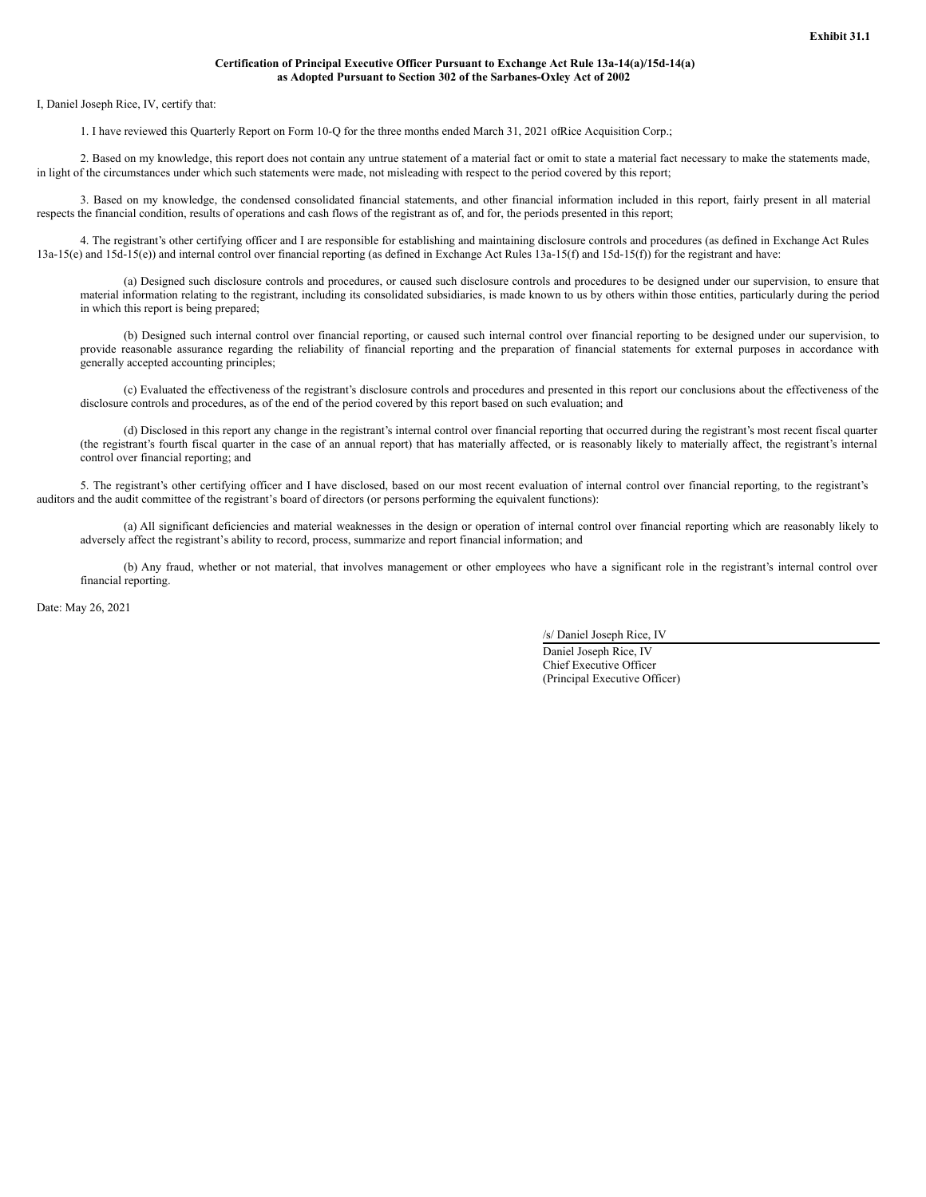**Exhibit 31.1**

**Certification of Principal Executive Officer Pursuant to Exchange Act Rule 13a-14(a)/15d-14(a) as Adopted Pursuant to Section 302 of the Sarbanes-Oxley Act of 2002**

I, Daniel Joseph Rice, IV, certify that:

1. I have reviewed this Quarterly Report on Form 10-Q for the three months ended March 31, 2021 ofRice Acquisition Corp.;

2. Based on my knowledge, this report does not contain any untrue statement of a material fact or omit to state a material fact necessary to make the statements made, in light of the circumstances under which such statements were made, not misleading with respect to the period covered by this report;

3. Based on my knowledge, the condensed consolidated financial statements, and other financial information included in this report, fairly present in all material respects the financial condition, results of operations and cash flows of the registrant as of, and for, the periods presented in this report;

4. The registrant's other certifying officer and I are responsible for establishing and maintaining disclosure controls and procedures (as defined in Exchange Act Rules 13a-15(e) and 15d-15(e)) and internal control over financial reporting (as defined in Exchange Act Rules 13a-15(f) and 15d-15(f)) for the registrant and have:

(a) Designed such disclosure controls and procedures, or caused such disclosure controls and procedures to be designed under our supervision, to ensure that material information relating to the registrant, including its consolidated subsidiaries, is made known to us by others within those entities, particularly during the period in which this report is being prepared;

(b) Designed such internal control over financial reporting, or caused such internal control over financial reporting to be designed under our supervision, to provide reasonable assurance regarding the reliability of financial reporting and the preparation of financial statements for external purposes in accordance with generally accepted accounting principles;

(c) Evaluated the effectiveness of the registrant's disclosure controls and procedures and presented in this report our conclusions about the effectiveness of the disclosure controls and procedures, as of the end of the period covered by this report based on such evaluation; and

(d) Disclosed in this report any change in the registrant's internal control over financial reporting that occurred during the registrant's most recent fiscal quarter (the registrant's fourth fiscal quarter in the case of an annual report) that has materially affected, or is reasonably likely to materially affect, the registrant's internal control over financial reporting; and

5. The registrant's other certifying officer and I have disclosed, based on our most recent evaluation of internal control over financial reporting, to the registrant's auditors and the audit committee of the registrant's board of directors (or persons performing the equivalent functions):

(a) All significant deficiencies and material weaknesses in the design or operation of internal control over financial reporting which are reasonably likely to adversely affect the registrant's ability to record, process, summarize and report financial information; and

(b) Any fraud, whether or not material, that involves management or other employees who have a significant role in the registrant's internal control over financial reporting.

Date: May 26, 2021

/s/ Daniel Joseph Rice, IV

Daniel Joseph Rice, IV
Chief Executive Officer
(Principal Executive Officer)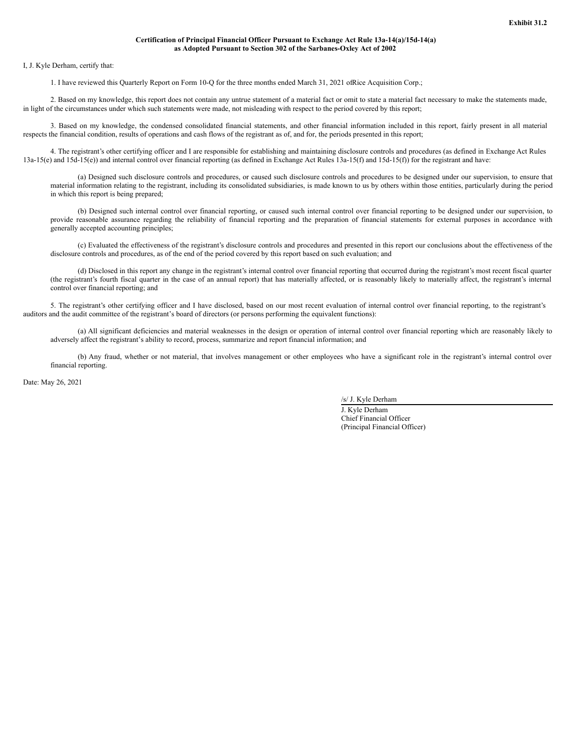**Exhibit 31.2**

**Certification of Principal Financial Officer Pursuant to Exchange Act Rule 13a-14(a)/15d-14(a) as Adopted Pursuant to Section 302 of the Sarbanes-Oxley Act of 2002**

I, J. Kyle Derham, certify that:

1. I have reviewed this Quarterly Report on Form 10-Q for the three months ended March 31, 2021 ofRice Acquisition Corp.;

2. Based on my knowledge, this report does not contain any untrue statement of a material fact or omit to state a material fact necessary to make the statements made, in light of the circumstances under which such statements were made, not misleading with respect to the period covered by this report;

3. Based on my knowledge, the condensed consolidated financial statements, and other financial information included in this report, fairly present in all material respects the financial condition, results of operations and cash flows of the registrant as of, and for, the periods presented in this report;

4. The registrant's other certifying officer and I are responsible for establishing and maintaining disclosure controls and procedures (as defined in Exchange Act Rules 13a-15(e) and 15d-15(e)) and internal control over financial reporting (as defined in Exchange Act Rules 13a-15(f) and 15d-15(f)) for the registrant and have:

(a) Designed such disclosure controls and procedures, or caused such disclosure controls and procedures to be designed under our supervision, to ensure that material information relating to the registrant, including its consolidated subsidiaries, is made known to us by others within those entities, particularly during the period in which this report is being prepared;

(b) Designed such internal control over financial reporting, or caused such internal control over financial reporting to be designed under our supervision, to provide reasonable assurance regarding the reliability of financial reporting and the preparation of financial statements for external purposes in accordance with generally accepted accounting principles;

(c) Evaluated the effectiveness of the registrant's disclosure controls and procedures and presented in this report our conclusions about the effectiveness of the disclosure controls and procedures, as of the end of the period covered by this report based on such evaluation; and

(d) Disclosed in this report any change in the registrant's internal control over financial reporting that occurred during the registrant's most recent fiscal quarter (the registrant's fourth fiscal quarter in the case of an annual report) that has materially affected, or is reasonably likely to materially affect, the registrant's internal control over financial reporting; and

5. The registrant's other certifying officer and I have disclosed, based on our most recent evaluation of internal control over financial reporting, to the registrant's auditors and the audit committee of the registrant's board of directors (or persons performing the equivalent functions):

(a) All significant deficiencies and material weaknesses in the design or operation of internal control over financial reporting which are reasonably likely to adversely affect the registrant's ability to record, process, summarize and report financial information; and

(b) Any fraud, whether or not material, that involves management or other employees who have a significant role in the registrant's internal control over financial reporting.

Date: May 26, 2021

/s/ J. Kyle Derham

J. Kyle Derham
Chief Financial Officer
(Principal Financial Officer)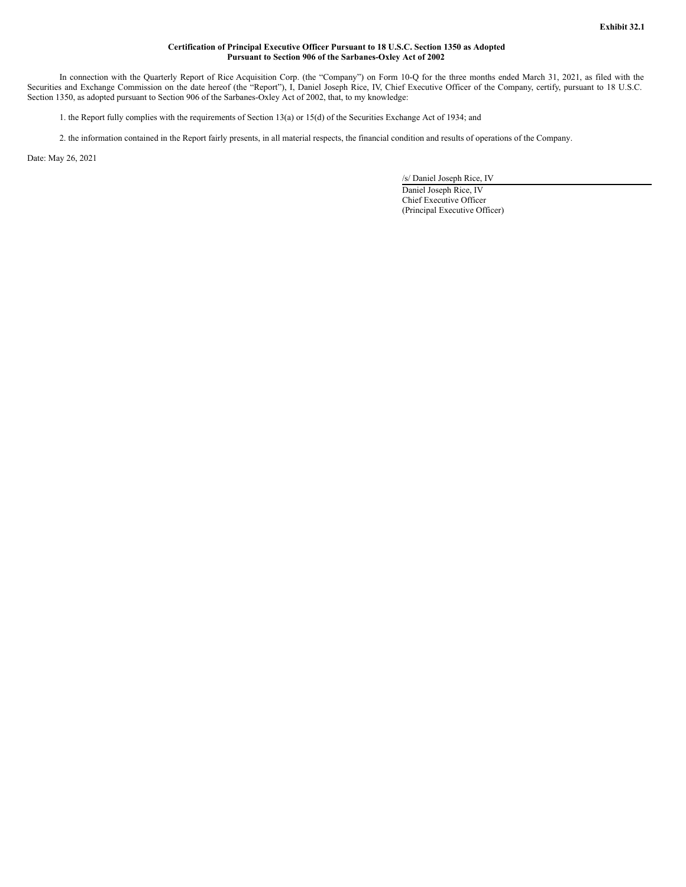**Exhibit 32.1**

**Certification of Principal Executive Officer Pursuant to 18 U.S.C. Section 1350 as Adopted Pursuant to Section 906 of the Sarbanes-Oxley Act of 2002**

In connection with the Quarterly Report of Rice Acquisition Corp. (the "Company") on Form 10-Q for the three months ended March 31, 2021, as filed with the Securities and Exchange Commission on the date hereof (the "Report"), I, Daniel Joseph Rice, IV, Chief Executive Officer of the Company, certify, pursuant to 18 U.S.C. Section 1350, as adopted pursuant to Section 906 of the Sarbanes-Oxley Act of 2002, that, to my knowledge:

1. the Report fully complies with the requirements of Section 13(a) or 15(d) of the Securities Exchange Act of 1934; and

2. the information contained in the Report fairly presents, in all material respects, the financial condition and results of operations of the Company.

Date: May 26, 2021

/s/ Daniel Joseph Rice, IV

Daniel Joseph Rice, IV
Chief Executive Officer
(Principal Executive Officer)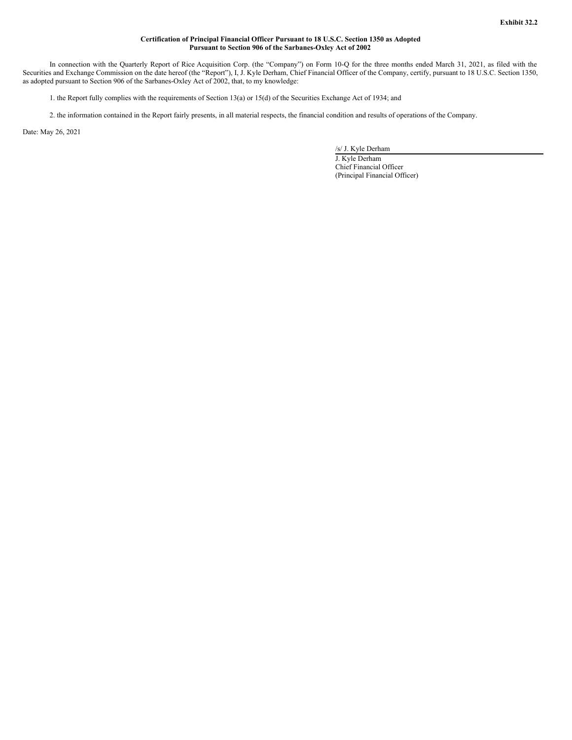**Exhibit 32.2**

**Certification of Principal Financial Officer Pursuant to 18 U.S.C. Section 1350 as Adopted Pursuant to Section 906 of the Sarbanes-Oxley Act of 2002**

In connection with the Quarterly Report of Rice Acquisition Corp. (the "Company") on Form 10-Q for the three months ended March 31, 2021, as filed with the Securities and Exchange Commission on the date hereof (the "Report"), I, J. Kyle Derham, Chief Financial Officer of the Company, certify, pursuant to 18 U.S.C. Section 1350, as adopted pursuant to Section 906 of the Sarbanes-Oxley Act of 2002, that, to my knowledge:

1. the Report fully complies with the requirements of Section 13(a) or 15(d) of the Securities Exchange Act of 1934; and

2. the information contained in the Report fairly presents, in all material respects, the financial condition and results of operations of the Company.

Date: May 26, 2021

/s/ J. Kyle Derham

J. Kyle Derham
Chief Financial Officer
(Principal Financial Officer)